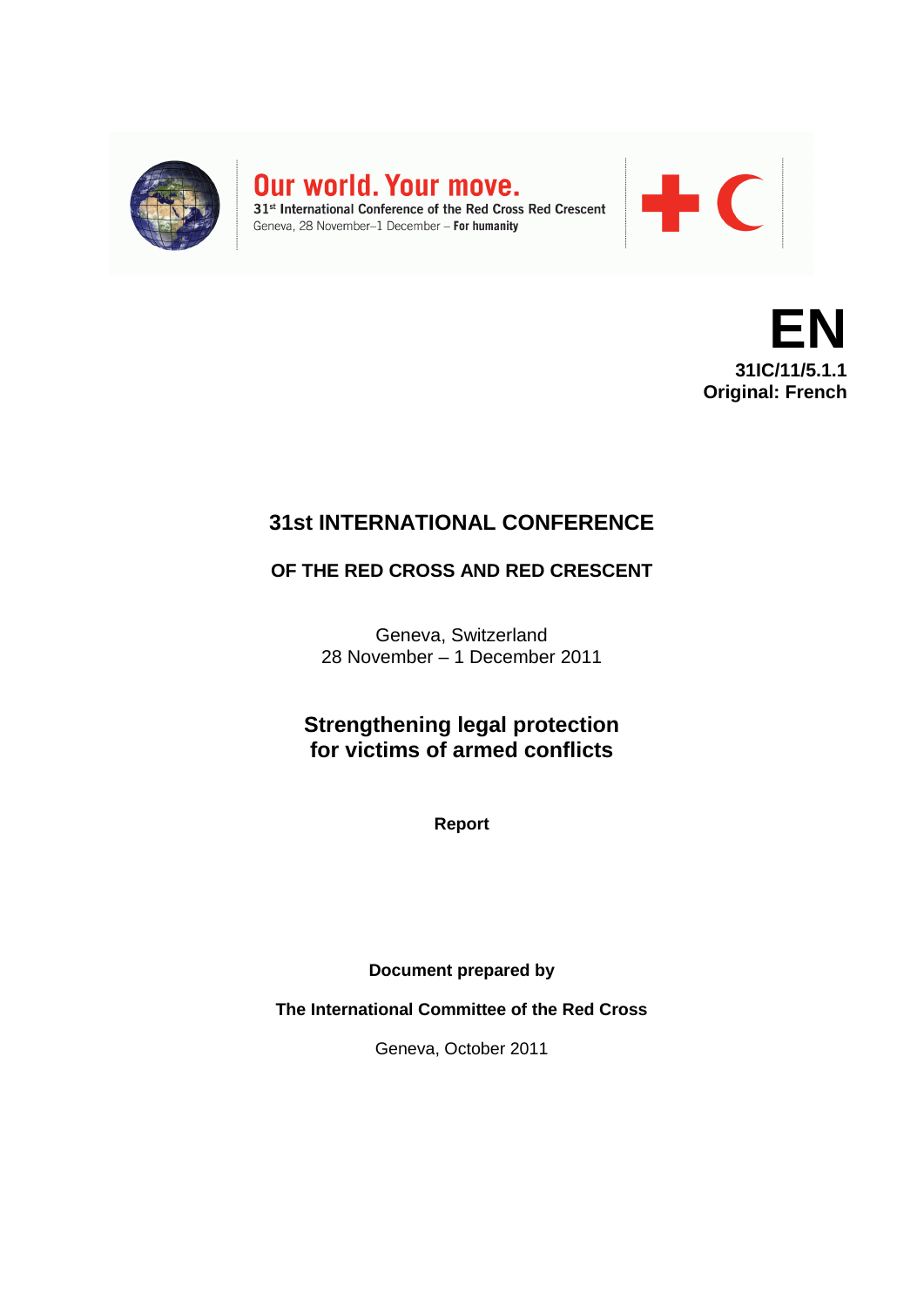**Our world. Your move.**
31st International Conference of the Red Cross Red Crescent
Geneva, 28 November–1 December – **For humanity**

**EN**
**31IC/11/5.1.1**
**Original: French**

# 31st INTERNATIONAL CONFERENCE

## OF THE RED CROSS AND RED CRESCENT

Geneva, Switzerland
28 November – 1 December 2011

## Strengthening legal protection for victims of armed conflicts

**Report**

**Document prepared by**

**The International Committee of the Red Cross**

Geneva, October 2011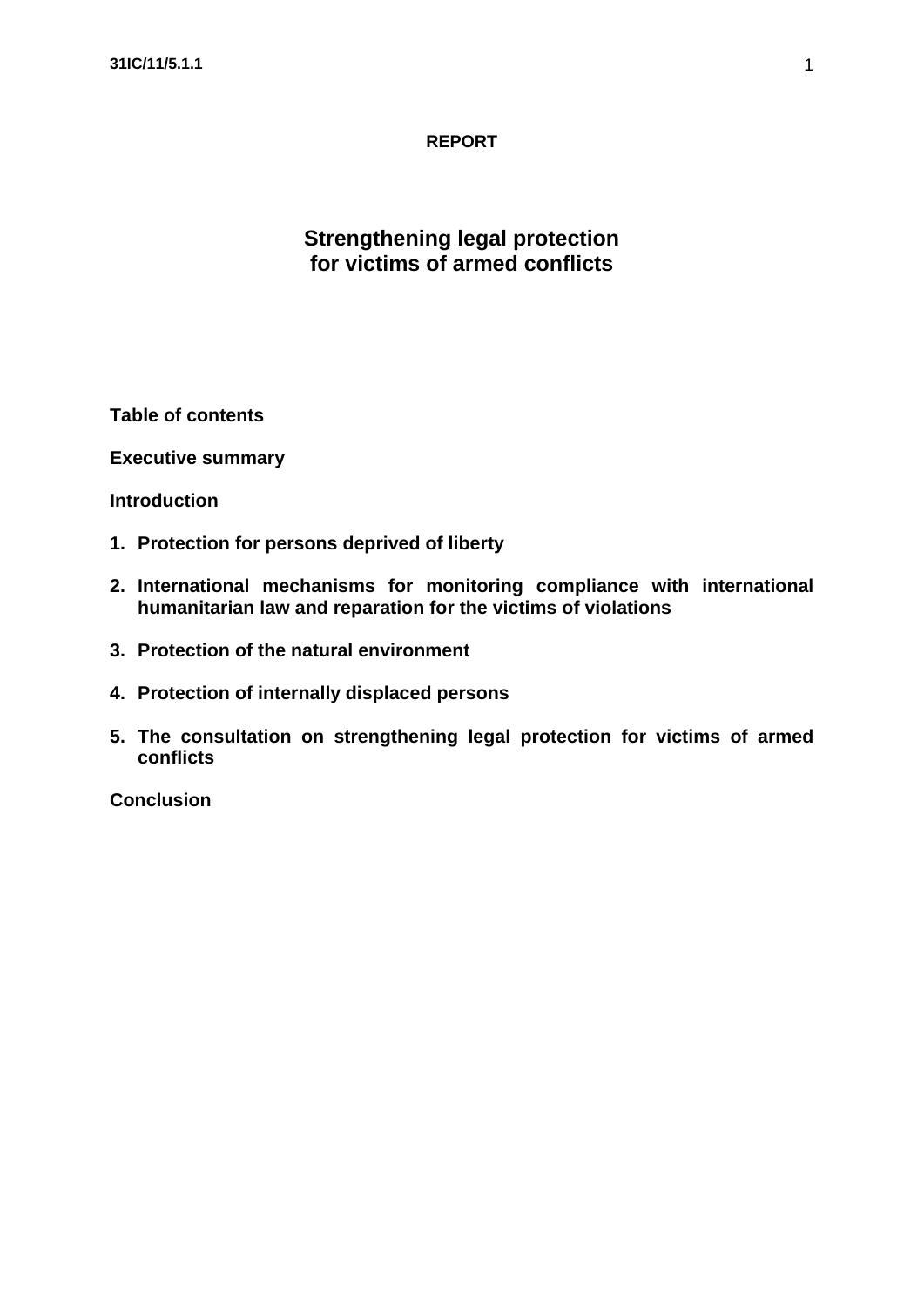**REPORT**

# Strengthening legal protection for victims of armed conflicts

**Table of contents**

**Executive summary**

**Introduction**

1. **Protection for persons deprived of liberty**
2. **International mechanisms for monitoring compliance with international humanitarian law and reparation for the victims of violations**
3. **Protection of the natural environment**
4. **Protection of internally displaced persons**
5. **The consultation on strengthening legal protection for victims of armed conflicts**

**Conclusion**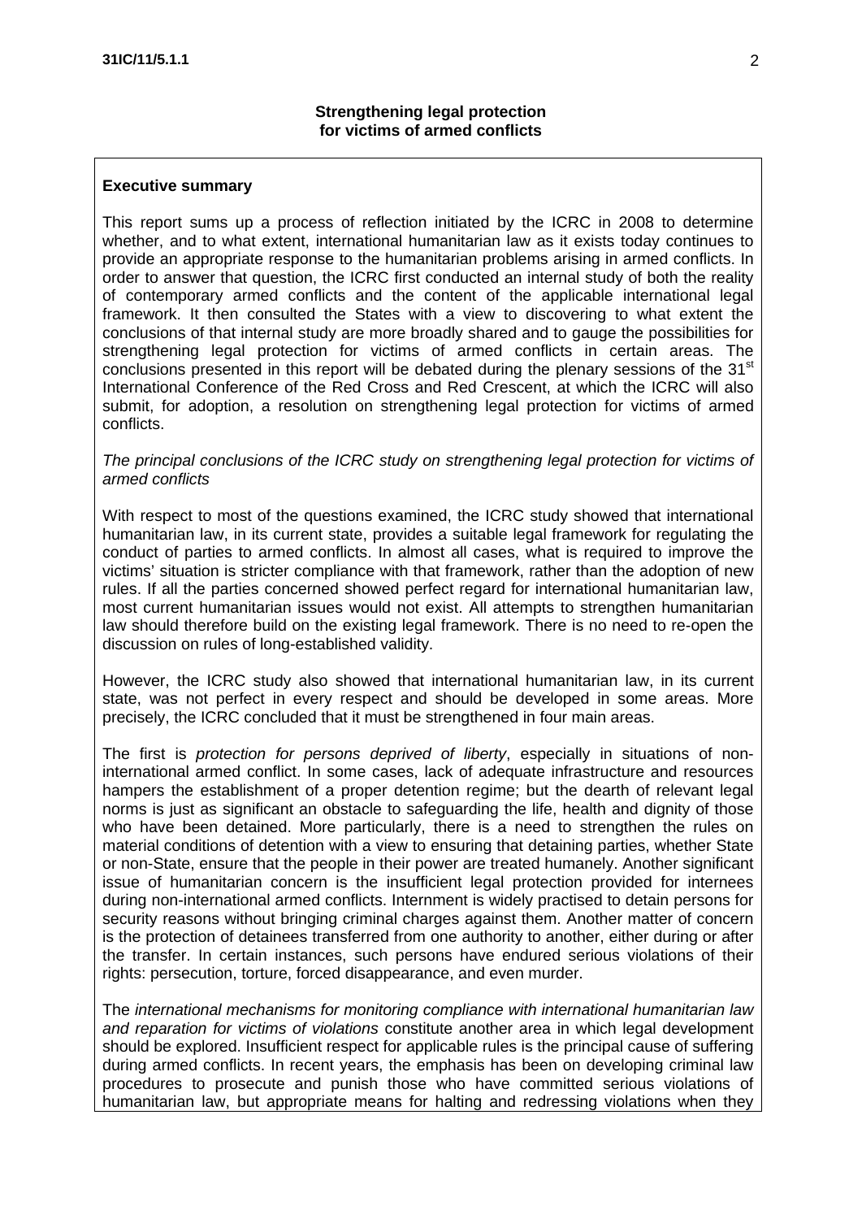**Strengthening legal protection for victims of armed conflicts**

**Executive summary**

This report sums up a process of reflection initiated by the ICRC in 2008 to determine whether, and to what extent, international humanitarian law as it exists today continues to provide an appropriate response to the humanitarian problems arising in armed conflicts. In order to answer that question, the ICRC first conducted an internal study of both the reality of contemporary armed conflicts and the content of the applicable international legal framework. It then consulted the States with a view to discovering to what extent the conclusions of that internal study are more broadly shared and to gauge the possibilities for strengthening legal protection for victims of armed conflicts in certain areas. The conclusions presented in this report will be debated during the plenary sessions of the 31st International Conference of the Red Cross and Red Crescent, at which the ICRC will also submit, for adoption, a resolution on strengthening legal protection for victims of armed conflicts.

*The principal conclusions of the ICRC study on strengthening legal protection for victims of armed conflicts*

With respect to most of the questions examined, the ICRC study showed that international humanitarian law, in its current state, provides a suitable legal framework for regulating the conduct of parties to armed conflicts. In almost all cases, what is required to improve the victims' situation is stricter compliance with that framework, rather than the adoption of new rules. If all the parties concerned showed perfect regard for international humanitarian law, most current humanitarian issues would not exist. All attempts to strengthen humanitarian law should therefore build on the existing legal framework. There is no need to re-open the discussion on rules of long-established validity.

However, the ICRC study also showed that international humanitarian law, in its current state, was not perfect in every respect and should be developed in some areas. More precisely, the ICRC concluded that it must be strengthened in four main areas.

The first is *protection for persons deprived of liberty*, especially in situations of non-international armed conflict. In some cases, lack of adequate infrastructure and resources hampers the establishment of a proper detention regime; but the dearth of relevant legal norms is just as significant an obstacle to safeguarding the life, health and dignity of those who have been detained. More particularly, there is a need to strengthen the rules on material conditions of detention with a view to ensuring that detaining parties, whether State or non-State, ensure that the people in their power are treated humanely. Another significant issue of humanitarian concern is the insufficient legal protection provided for internees during non-international armed conflicts. Internment is widely practised to detain persons for security reasons without bringing criminal charges against them. Another matter of concern is the protection of detainees transferred from one authority to another, either during or after the transfer. In certain instances, such persons have endured serious violations of their rights: persecution, torture, forced disappearance, and even murder.

The *international mechanisms for monitoring compliance with international humanitarian law and reparation for victims of violations* constitute another area in which legal development should be explored. Insufficient respect for applicable rules is the principal cause of suffering during armed conflicts. In recent years, the emphasis has been on developing criminal law procedures to prosecute and punish those who have committed serious violations of humanitarian law, but appropriate means for halting and redressing violations when they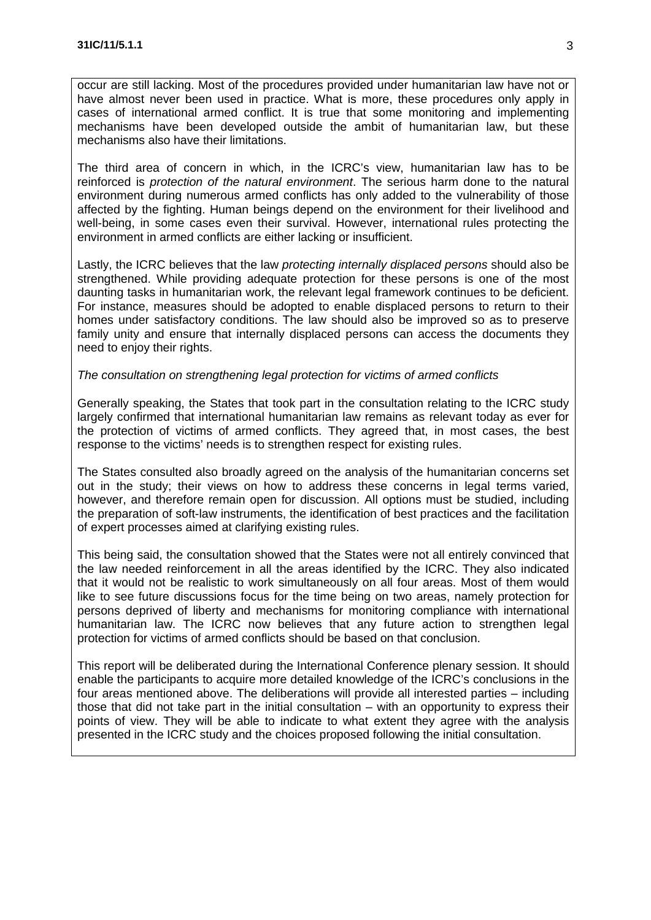occur are still lacking. Most of the procedures provided under humanitarian law have not or have almost never been used in practice. What is more, these procedures only apply in cases of international armed conflict. It is true that some monitoring and implementing mechanisms have been developed outside the ambit of humanitarian law, but these mechanisms also have their limitations.

The third area of concern in which, in the ICRC's view, humanitarian law has to be reinforced is *protection of the natural environment*. The serious harm done to the natural environment during numerous armed conflicts has only added to the vulnerability of those affected by the fighting. Human beings depend on the environment for their livelihood and well-being, in some cases even their survival. However, international rules protecting the environment in armed conflicts are either lacking or insufficient.

Lastly, the ICRC believes that the law *protecting internally displaced persons* should also be strengthened. While providing adequate protection for these persons is one of the most daunting tasks in humanitarian work, the relevant legal framework continues to be deficient. For instance, measures should be adopted to enable displaced persons to return to their homes under satisfactory conditions. The law should also be improved so as to preserve family unity and ensure that internally displaced persons can access the documents they need to enjoy their rights.

*The consultation on strengthening legal protection for victims of armed conflicts*

Generally speaking, the States that took part in the consultation relating to the ICRC study largely confirmed that international humanitarian law remains as relevant today as ever for the protection of victims of armed conflicts. They agreed that, in most cases, the best response to the victims' needs is to strengthen respect for existing rules.

The States consulted also broadly agreed on the analysis of the humanitarian concerns set out in the study; their views on how to address these concerns in legal terms varied, however, and therefore remain open for discussion. All options must be studied, including the preparation of soft-law instruments, the identification of best practices and the facilitation of expert processes aimed at clarifying existing rules.

This being said, the consultation showed that the States were not all entirely convinced that the law needed reinforcement in all the areas identified by the ICRC. They also indicated that it would not be realistic to work simultaneously on all four areas. Most of them would like to see future discussions focus for the time being on two areas, namely protection for persons deprived of liberty and mechanisms for monitoring compliance with international humanitarian law. The ICRC now believes that any future action to strengthen legal protection for victims of armed conflicts should be based on that conclusion.

This report will be deliberated during the International Conference plenary session. It should enable the participants to acquire more detailed knowledge of the ICRC's conclusions in the four areas mentioned above. The deliberations will provide all interested parties – including those that did not take part in the initial consultation – with an opportunity to express their points of view. They will be able to indicate to what extent they agree with the analysis presented in the ICRC study and the choices proposed following the initial consultation.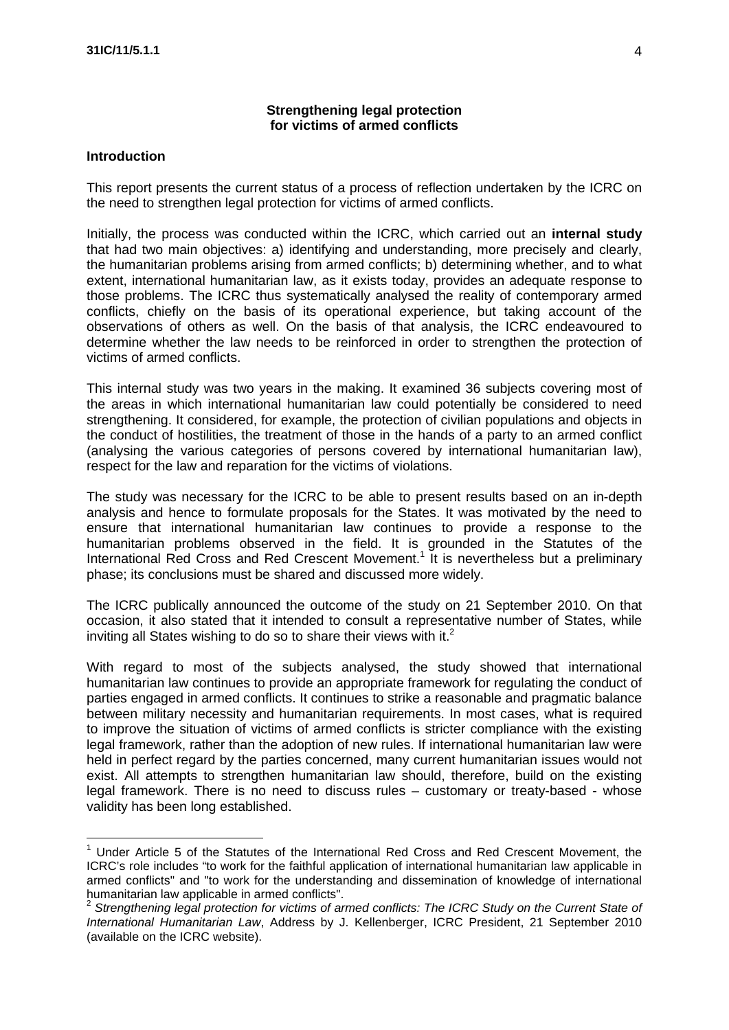## Strengthening legal protection for victims of armed conflicts

### Introduction

This report presents the current status of a process of reflection undertaken by the ICRC on the need to strengthen legal protection for victims of armed conflicts.

Initially, the process was conducted within the ICRC, which carried out an **internal study** that had two main objectives: a) identifying and understanding, more precisely and clearly, the humanitarian problems arising from armed conflicts; b) determining whether, and to what extent, international humanitarian law, as it exists today, provides an adequate response to those problems. The ICRC thus systematically analysed the reality of contemporary armed conflicts, chiefly on the basis of its operational experience, but taking account of the observations of others as well. On the basis of that analysis, the ICRC endeavoured to determine whether the law needs to be reinforced in order to strengthen the protection of victims of armed conflicts.

This internal study was two years in the making. It examined 36 subjects covering most of the areas in which international humanitarian law could potentially be considered to need strengthening. It considered, for example, the protection of civilian populations and objects in the conduct of hostilities, the treatment of those in the hands of a party to an armed conflict (analysing the various categories of persons covered by international humanitarian law), respect for the law and reparation for the victims of violations.

The study was necessary for the ICRC to be able to present results based on an in-depth analysis and hence to formulate proposals for the States. It was motivated by the need to ensure that international humanitarian law continues to provide a response to the humanitarian problems observed in the field. It is grounded in the Statutes of the International Red Cross and Red Crescent Movement.[1] It is nevertheless but a preliminary phase; its conclusions must be shared and discussed more widely.

The ICRC publically announced the outcome of the study on 21 September 2010. On that occasion, it also stated that it intended to consult a representative number of States, while inviting all States wishing to do so to share their views with it.[2]

With regard to most of the subjects analysed, the study showed that international humanitarian law continues to provide an appropriate framework for regulating the conduct of parties engaged in armed conflicts. It continues to strike a reasonable and pragmatic balance between military necessity and humanitarian requirements. In most cases, what is required to improve the situation of victims of armed conflicts is stricter compliance with the existing legal framework, rather than the adoption of new rules. If international humanitarian law were held in perfect regard by the parties concerned, many current humanitarian issues would not exist. All attempts to strengthen humanitarian law should, therefore, build on the existing legal framework. There is no need to discuss rules – customary or treaty-based - whose validity has been long established.

---

[1] Under Article 5 of the Statutes of the International Red Cross and Red Crescent Movement, the ICRC's role includes "to work for the faithful application of international humanitarian law applicable in armed conflicts" and "to work for the understanding and dissemination of knowledge of international humanitarian law applicable in armed conflicts".

[2] *Strengthening legal protection for victims of armed conflicts: The ICRC Study on the Current State of International Humanitarian Law*, Address by J. Kellenberger, ICRC President, 21 September 2010 (available on the ICRC website).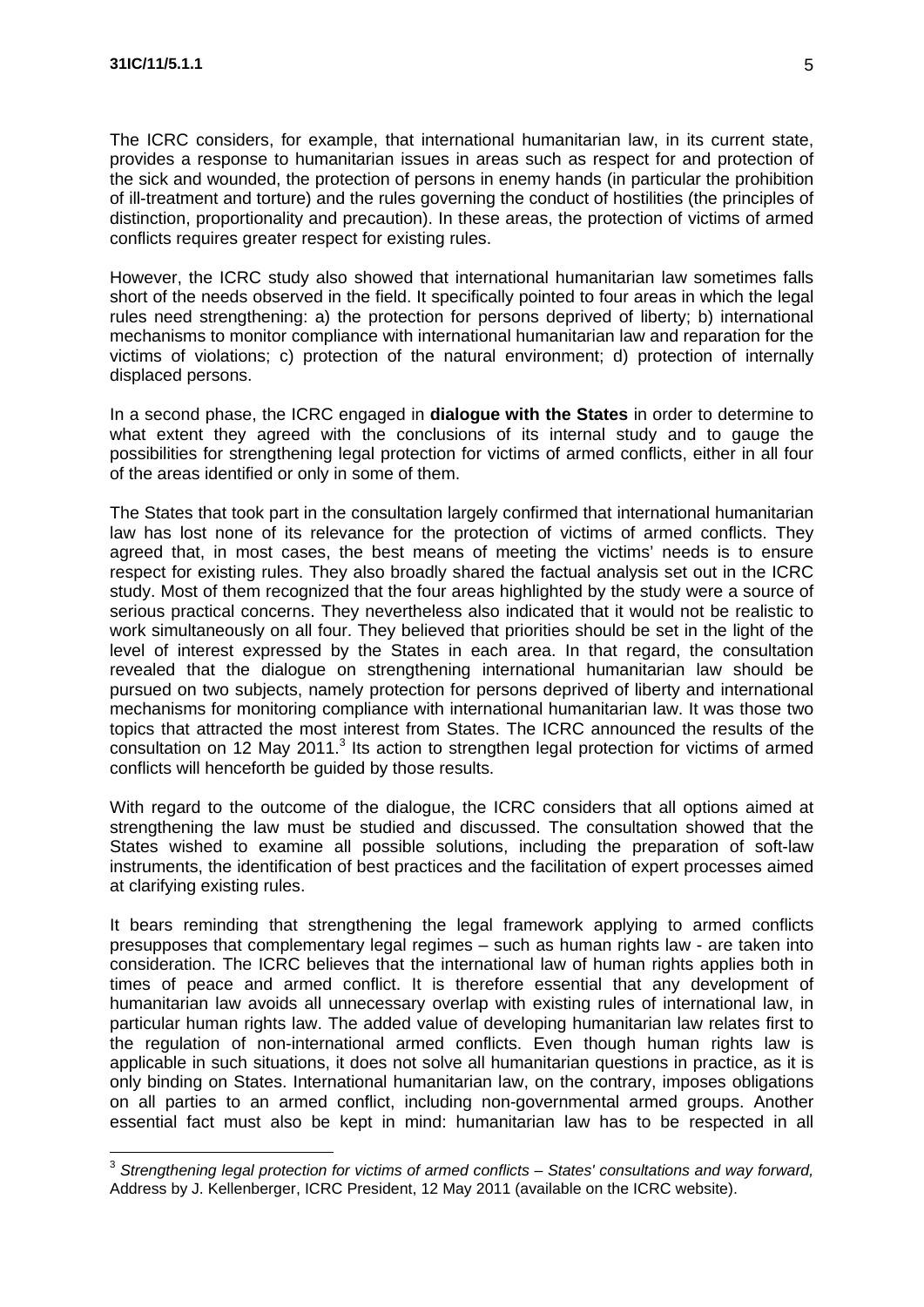The ICRC considers, for example, that international humanitarian law, in its current state, provides a response to humanitarian issues in areas such as respect for and protection of the sick and wounded, the protection of persons in enemy hands (in particular the prohibition of ill-treatment and torture) and the rules governing the conduct of hostilities (the principles of distinction, proportionality and precaution). In these areas, the protection of victims of armed conflicts requires greater respect for existing rules.

However, the ICRC study also showed that international humanitarian law sometimes falls short of the needs observed in the field. It specifically pointed to four areas in which the legal rules need strengthening: a) the protection for persons deprived of liberty; b) international mechanisms to monitor compliance with international humanitarian law and reparation for the victims of violations; c) protection of the natural environment; d) protection of internally displaced persons.

In a second phase, the ICRC engaged in **dialogue with the States** in order to determine to what extent they agreed with the conclusions of its internal study and to gauge the possibilities for strengthening legal protection for victims of armed conflicts, either in all four of the areas identified or only in some of them.

The States that took part in the consultation largely confirmed that international humanitarian law has lost none of its relevance for the protection of victims of armed conflicts. They agreed that, in most cases, the best means of meeting the victims' needs is to ensure respect for existing rules. They also broadly shared the factual analysis set out in the ICRC study. Most of them recognized that the four areas highlighted by the study were a source of serious practical concerns. They nevertheless also indicated that it would not be realistic to work simultaneously on all four. They believed that priorities should be set in the light of the level of interest expressed by the States in each area. In that regard, the consultation revealed that the dialogue on strengthening international humanitarian law should be pursued on two subjects, namely protection for persons deprived of liberty and international mechanisms for monitoring compliance with international humanitarian law. It was those two topics that attracted the most interest from States. The ICRC announced the results of the consultation on 12 May 2011.[3] Its action to strengthen legal protection for victims of armed conflicts will henceforth be guided by those results.

With regard to the outcome of the dialogue, the ICRC considers that all options aimed at strengthening the law must be studied and discussed. The consultation showed that the States wished to examine all possible solutions, including the preparation of soft-law instruments, the identification of best practices and the facilitation of expert processes aimed at clarifying existing rules.

It bears reminding that strengthening the legal framework applying to armed conflicts presupposes that complementary legal regimes – such as human rights law - are taken into consideration. The ICRC believes that the international law of human rights applies both in times of peace and armed conflict. It is therefore essential that any development of humanitarian law avoids all unnecessary overlap with existing rules of international law, in particular human rights law. The added value of developing humanitarian law relates first to the regulation of non-international armed conflicts. Even though human rights law is applicable in such situations, it does not solve all humanitarian questions in practice, as it is only binding on States. International humanitarian law, on the contrary, imposes obligations on all parties to an armed conflict, including non-governmental armed groups. Another essential fact must also be kept in mind: humanitarian law has to be respected in all

[3] *Strengthening legal protection for victims of armed conflicts – States' consultations and way forward,* Address by J. Kellenberger, ICRC President, 12 May 2011 (available on the ICRC website).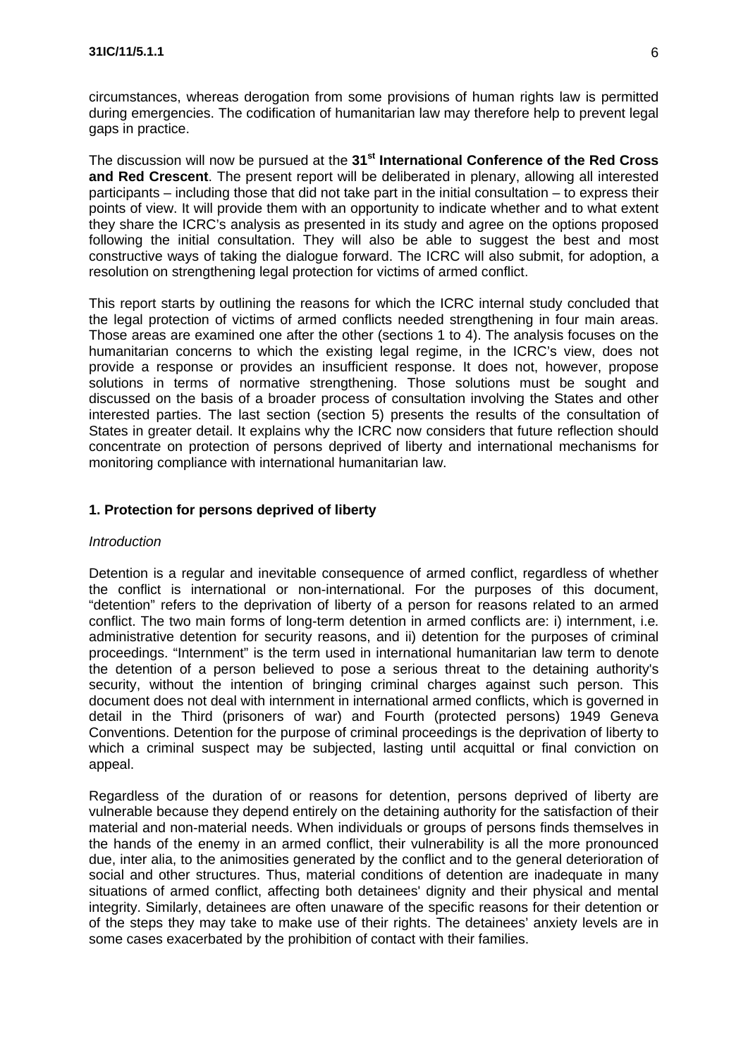circumstances, whereas derogation from some provisions of human rights law is permitted during emergencies. The codification of humanitarian law may therefore help to prevent legal gaps in practice.

The discussion will now be pursued at the **31st International Conference of the Red Cross and Red Crescent**. The present report will be deliberated in plenary, allowing all interested participants – including those that did not take part in the initial consultation – to express their points of view. It will provide them with an opportunity to indicate whether and to what extent they share the ICRC's analysis as presented in its study and agree on the options proposed following the initial consultation. They will also be able to suggest the best and most constructive ways of taking the dialogue forward. The ICRC will also submit, for adoption, a resolution on strengthening legal protection for victims of armed conflict.

This report starts by outlining the reasons for which the ICRC internal study concluded that the legal protection of victims of armed conflicts needed strengthening in four main areas. Those areas are examined one after the other (sections 1 to 4). The analysis focuses on the humanitarian concerns to which the existing legal regime, in the ICRC's view, does not provide a response or provides an insufficient response. It does not, however, propose solutions in terms of normative strengthening. Those solutions must be sought and discussed on the basis of a broader process of consultation involving the States and other interested parties. The last section (section 5) presents the results of the consultation of States in greater detail. It explains why the ICRC now considers that future reflection should concentrate on protection of persons deprived of liberty and international mechanisms for monitoring compliance with international humanitarian law.

## 1. Protection for persons deprived of liberty

*Introduction*

Detention is a regular and inevitable consequence of armed conflict, regardless of whether the conflict is international or non-international. For the purposes of this document, "detention" refers to the deprivation of liberty of a person for reasons related to an armed conflict. The two main forms of long-term detention in armed conflicts are: i) internment, i.e. administrative detention for security reasons, and ii) detention for the purposes of criminal proceedings. "Internment" is the term used in international humanitarian law term to denote the detention of a person believed to pose a serious threat to the detaining authority's security, without the intention of bringing criminal charges against such person. This document does not deal with internment in international armed conflicts, which is governed in detail in the Third (prisoners of war) and Fourth (protected persons) 1949 Geneva Conventions. Detention for the purpose of criminal proceedings is the deprivation of liberty to which a criminal suspect may be subjected, lasting until acquittal or final conviction on appeal.

Regardless of the duration of or reasons for detention, persons deprived of liberty are vulnerable because they depend entirely on the detaining authority for the satisfaction of their material and non-material needs. When individuals or groups of persons finds themselves in the hands of the enemy in an armed conflict, their vulnerability is all the more pronounced due, inter alia, to the animosities generated by the conflict and to the general deterioration of social and other structures. Thus, material conditions of detention are inadequate in many situations of armed conflict, affecting both detainees' dignity and their physical and mental integrity. Similarly, detainees are often unaware of the specific reasons for their detention or of the steps they may take to make use of their rights. The detainees' anxiety levels are in some cases exacerbated by the prohibition of contact with their families.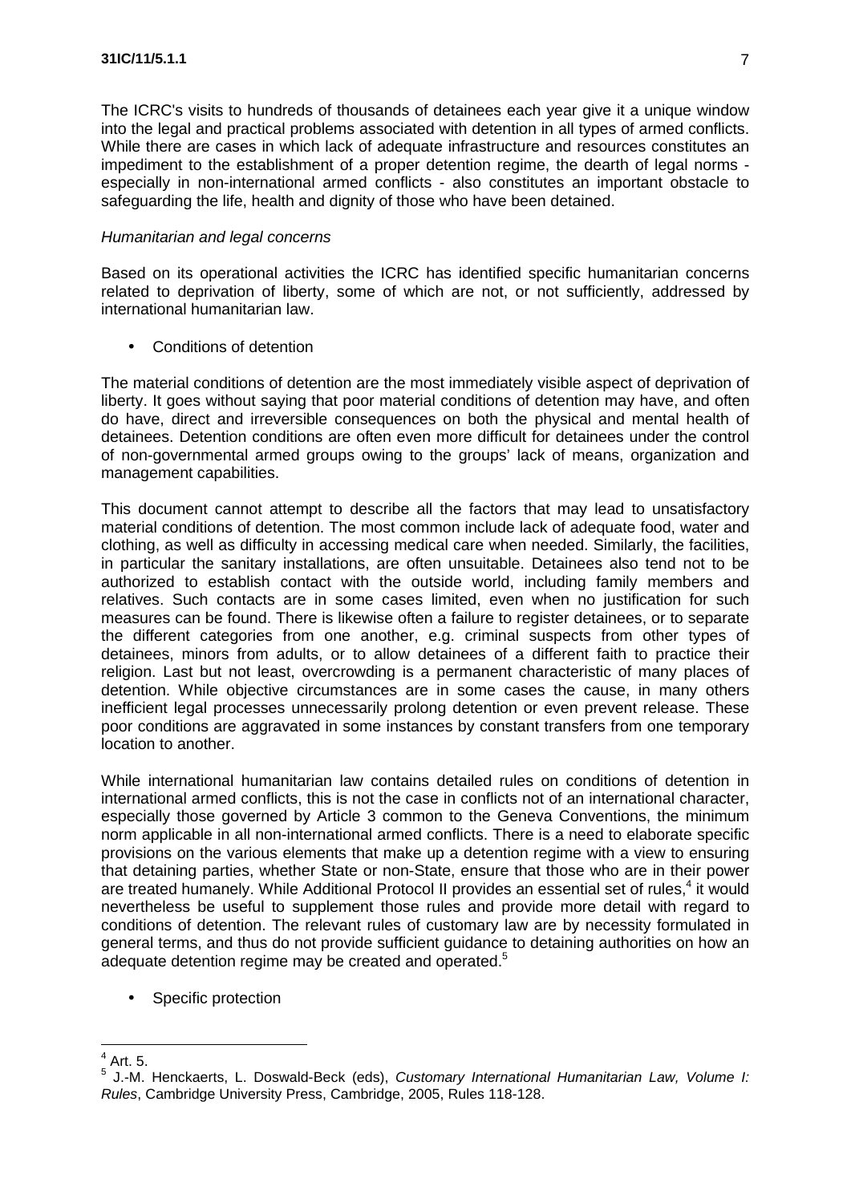The ICRC's visits to hundreds of thousands of detainees each year give it a unique window into the legal and practical problems associated with detention in all types of armed conflicts. While there are cases in which lack of adequate infrastructure and resources constitutes an impediment to the establishment of a proper detention regime, the dearth of legal norms - especially in non-international armed conflicts - also constitutes an important obstacle to safeguarding the life, health and dignity of those who have been detained.

*Humanitarian and legal concerns*

Based on its operational activities the ICRC has identified specific humanitarian concerns related to deprivation of liberty, some of which are not, or not sufficiently, addressed by international humanitarian law.

- Conditions of detention

The material conditions of detention are the most immediately visible aspect of deprivation of liberty. It goes without saying that poor material conditions of detention may have, and often do have, direct and irreversible consequences on both the physical and mental health of detainees. Detention conditions are often even more difficult for detainees under the control of non-governmental armed groups owing to the groups' lack of means, organization and management capabilities.

This document cannot attempt to describe all the factors that may lead to unsatisfactory material conditions of detention. The most common include lack of adequate food, water and clothing, as well as difficulty in accessing medical care when needed. Similarly, the facilities, in particular the sanitary installations, are often unsuitable. Detainees also tend not to be authorized to establish contact with the outside world, including family members and relatives. Such contacts are in some cases limited, even when no justification for such measures can be found. There is likewise often a failure to register detainees, or to separate the different categories from one another, e.g. criminal suspects from other types of detainees, minors from adults, or to allow detainees of a different faith to practice their religion. Last but not least, overcrowding is a permanent characteristic of many places of detention. While objective circumstances are in some cases the cause, in many others inefficient legal processes unnecessarily prolong detention or even prevent release. These poor conditions are aggravated in some instances by constant transfers from one temporary location to another.

While international humanitarian law contains detailed rules on conditions of detention in international armed conflicts, this is not the case in conflicts not of an international character, especially those governed by Article 3 common to the Geneva Conventions, the minimum norm applicable in all non-international armed conflicts. There is a need to elaborate specific provisions on the various elements that make up a detention regime with a view to ensuring that detaining parties, whether State or non-State, ensure that those who are in their power are treated humanely. While Additional Protocol II provides an essential set of rules,[4] it would nevertheless be useful to supplement those rules and provide more detail with regard to conditions of detention. The relevant rules of customary law are by necessity formulated in general terms, and thus do not provide sufficient guidance to detaining authorities on how an adequate detention regime may be created and operated.[5]

- Specific protection

---

[4] Art. 5.

[5] J.-M. Henckaerts, L. Doswald-Beck (eds), *Customary International Humanitarian Law, Volume I: Rules*, Cambridge University Press, Cambridge, 2005, Rules 118-128.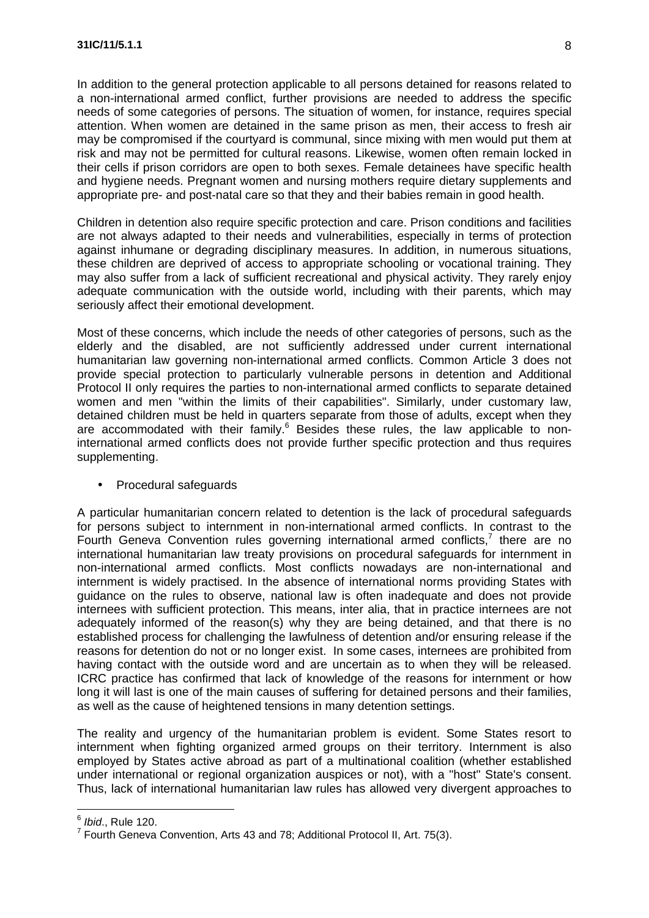In addition to the general protection applicable to all persons detained for reasons related to a non-international armed conflict, further provisions are needed to address the specific needs of some categories of persons. The situation of women, for instance, requires special attention. When women are detained in the same prison as men, their access to fresh air may be compromised if the courtyard is communal, since mixing with men would put them at risk and may not be permitted for cultural reasons. Likewise, women often remain locked in their cells if prison corridors are open to both sexes. Female detainees have specific health and hygiene needs. Pregnant women and nursing mothers require dietary supplements and appropriate pre- and post-natal care so that they and their babies remain in good health.

Children in detention also require specific protection and care. Prison conditions and facilities are not always adapted to their needs and vulnerabilities, especially in terms of protection against inhumane or degrading disciplinary measures. In addition, in numerous situations, these children are deprived of access to appropriate schooling or vocational training. They may also suffer from a lack of sufficient recreational and physical activity. They rarely enjoy adequate communication with the outside world, including with their parents, which may seriously affect their emotional development.

Most of these concerns, which include the needs of other categories of persons, such as the elderly and the disabled, are not sufficiently addressed under current international humanitarian law governing non-international armed conflicts. Common Article 3 does not provide special protection to particularly vulnerable persons in detention and Additional Protocol II only requires the parties to non-international armed conflicts to separate detained women and men "within the limits of their capabilities". Similarly, under customary law, detained children must be held in quarters separate from those of adults, except when they are accommodated with their family.[6] Besides these rules, the law applicable to non-international armed conflicts does not provide further specific protection and thus requires supplementing.

- Procedural safeguards

A particular humanitarian concern related to detention is the lack of procedural safeguards for persons subject to internment in non-international armed conflicts. In contrast to the Fourth Geneva Convention rules governing international armed conflicts,[7] there are no international humanitarian law treaty provisions on procedural safeguards for internment in non-international armed conflicts. Most conflicts nowadays are non-international and internment is widely practised. In the absence of international norms providing States with guidance on the rules to observe, national law is often inadequate and does not provide internees with sufficient protection. This means, inter alia, that in practice internees are not adequately informed of the reason(s) why they are being detained, and that there is no established process for challenging the lawfulness of detention and/or ensuring release if the reasons for detention do not or no longer exist. In some cases, internees are prohibited from having contact with the outside word and are uncertain as to when they will be released. ICRC practice has confirmed that lack of knowledge of the reasons for internment or how long it will last is one of the main causes of suffering for detained persons and their families, as well as the cause of heightened tensions in many detention settings.

The reality and urgency of the humanitarian problem is evident. Some States resort to internment when fighting organized armed groups on their territory. Internment is also employed by States active abroad as part of a multinational coalition (whether established under international or regional organization auspices or not), with a "host" State's consent. Thus, lack of international humanitarian law rules has allowed very divergent approaches to

---

[6] *Ibid*., Rule 120.

[7] Fourth Geneva Convention, Arts 43 and 78; Additional Protocol II, Art. 75(3).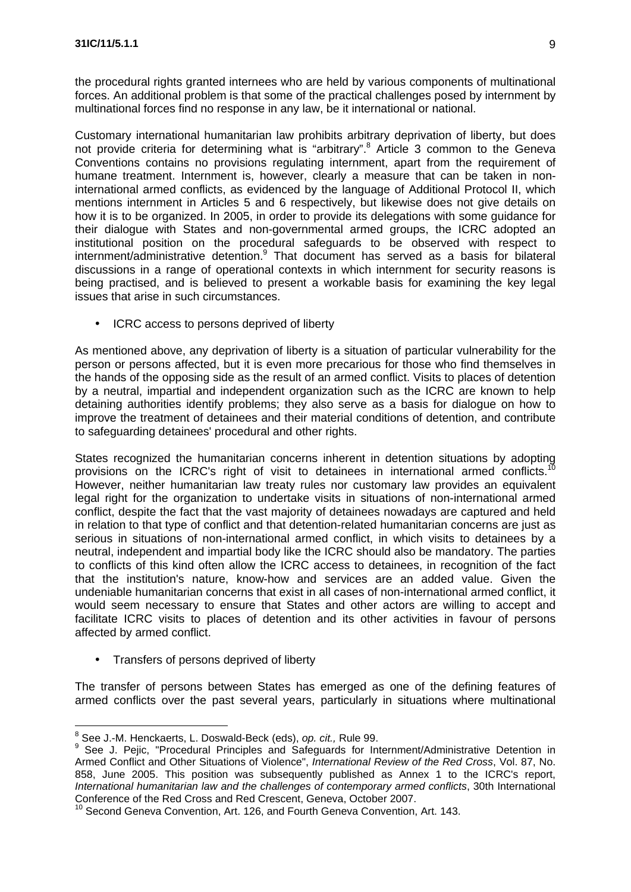the procedural rights granted internees who are held by various components of multinational forces. An additional problem is that some of the practical challenges posed by internment by multinational forces find no response in any law, be it international or national.

Customary international humanitarian law prohibits arbitrary deprivation of liberty, but does not provide criteria for determining what is "arbitrary".[8] Article 3 common to the Geneva Conventions contains no provisions regulating internment, apart from the requirement of humane treatment. Internment is, however, clearly a measure that can be taken in non-international armed conflicts, as evidenced by the language of Additional Protocol II, which mentions internment in Articles 5 and 6 respectively, but likewise does not give details on how it is to be organized. In 2005, in order to provide its delegations with some guidance for their dialogue with States and non-governmental armed groups, the ICRC adopted an institutional position on the procedural safeguards to be observed with respect to internment/administrative detention.[9] That document has served as a basis for bilateral discussions in a range of operational contexts in which internment for security reasons is being practised, and is believed to present a workable basis for examining the key legal issues that arise in such circumstances.

- ICRC access to persons deprived of liberty

As mentioned above, any deprivation of liberty is a situation of particular vulnerability for the person or persons affected, but it is even more precarious for those who find themselves in the hands of the opposing side as the result of an armed conflict. Visits to places of detention by a neutral, impartial and independent organization such as the ICRC are known to help detaining authorities identify problems; they also serve as a basis for dialogue on how to improve the treatment of detainees and their material conditions of detention, and contribute to safeguarding detainees' procedural and other rights.

States recognized the humanitarian concerns inherent in detention situations by adopting provisions on the ICRC's right of visit to detainees in international armed conflicts.[10] However, neither humanitarian law treaty rules nor customary law provides an equivalent legal right for the organization to undertake visits in situations of non-international armed conflict, despite the fact that the vast majority of detainees nowadays are captured and held in relation to that type of conflict and that detention-related humanitarian concerns are just as serious in situations of non-international armed conflict, in which visits to detainees by a neutral, independent and impartial body like the ICRC should also be mandatory. The parties to conflicts of this kind often allow the ICRC access to detainees, in recognition of the fact that the institution's nature, know-how and services are an added value. Given the undeniable humanitarian concerns that exist in all cases of non-international armed conflict, it would seem necessary to ensure that States and other actors are willing to accept and facilitate ICRC visits to places of detention and its other activities in favour of persons affected by armed conflict.

- Transfers of persons deprived of liberty

The transfer of persons between States has emerged as one of the defining features of armed conflicts over the past several years, particularly in situations where multinational

---

[8] See J.-M. Henckaerts, L. Doswald-Beck (eds), *op. cit.,* Rule 99.

[9] See J. Pejic, "Procedural Principles and Safeguards for Internment/Administrative Detention in Armed Conflict and Other Situations of Violence", *International Review of the Red Cross*, Vol. 87, No. 858, June 2005. This position was subsequently published as Annex 1 to the ICRC's report, *International humanitarian law and the challenges of contemporary armed conflicts*, 30th International Conference of the Red Cross and Red Crescent, Geneva, October 2007.

[10] Second Geneva Convention, Art. 126, and Fourth Geneva Convention, Art. 143.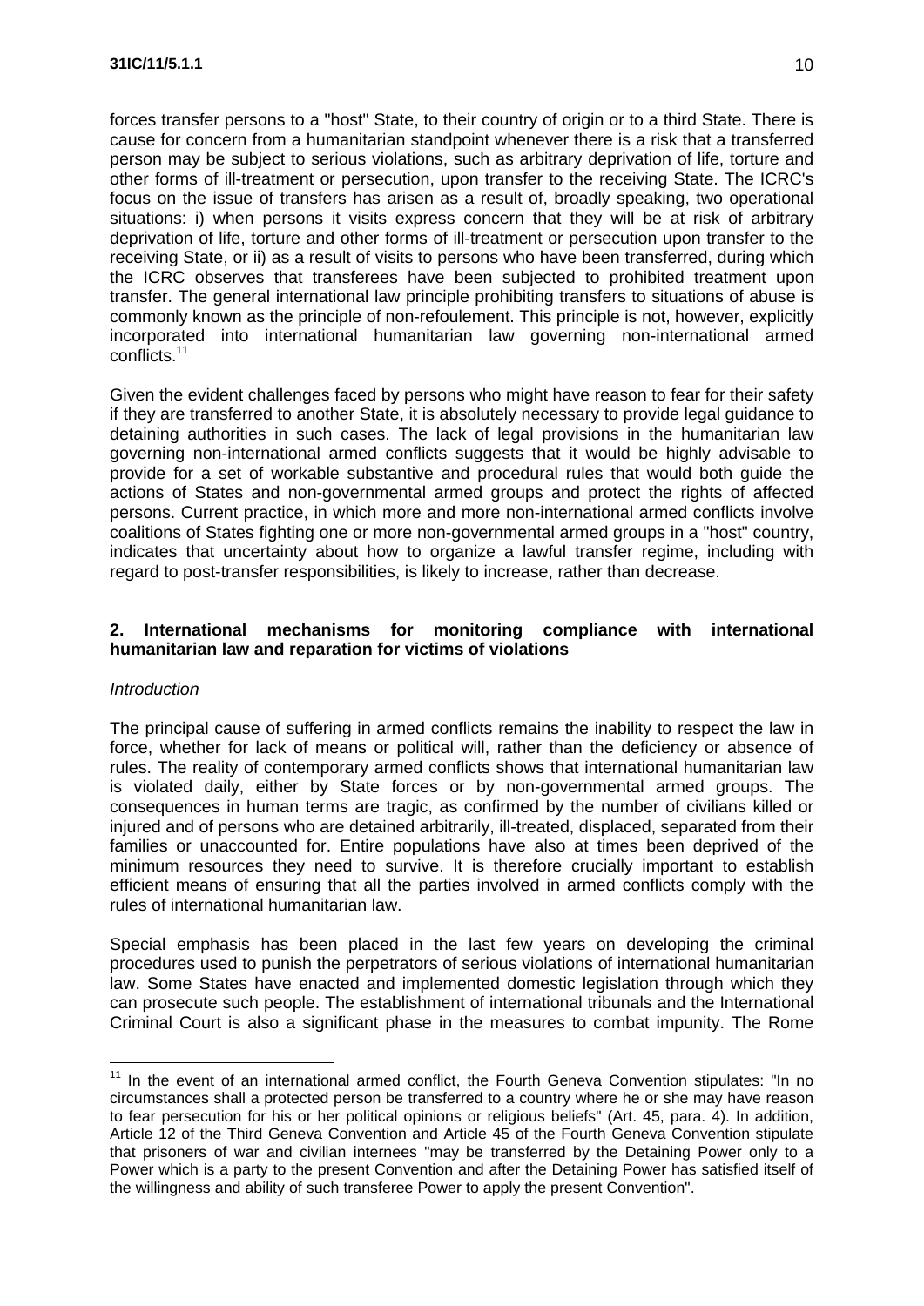forces transfer persons to a "host" State, to their country of origin or to a third State. There is cause for concern from a humanitarian standpoint whenever there is a risk that a transferred person may be subject to serious violations, such as arbitrary deprivation of life, torture and other forms of ill-treatment or persecution, upon transfer to the receiving State. The ICRC's focus on the issue of transfers has arisen as a result of, broadly speaking, two operational situations: i) when persons it visits express concern that they will be at risk of arbitrary deprivation of life, torture and other forms of ill-treatment or persecution upon transfer to the receiving State, or ii) as a result of visits to persons who have been transferred, during which the ICRC observes that transferees have been subjected to prohibited treatment upon transfer. The general international law principle prohibiting transfers to situations of abuse is commonly known as the principle of non-refoulement. This principle is not, however, explicitly incorporated into international humanitarian law governing non-international armed conflicts.[11]

Given the evident challenges faced by persons who might have reason to fear for their safety if they are transferred to another State, it is absolutely necessary to provide legal guidance to detaining authorities in such cases. The lack of legal provisions in the humanitarian law governing non-international armed conflicts suggests that it would be highly advisable to provide for a set of workable substantive and procedural rules that would both guide the actions of States and non-governmental armed groups and protect the rights of affected persons. Current practice, in which more and more non-international armed conflicts involve coalitions of States fighting one or more non-governmental armed groups in a "host" country, indicates that uncertainty about how to organize a lawful transfer regime, including with regard to post-transfer responsibilities, is likely to increase, rather than decrease.

## 2. International mechanisms for monitoring compliance with international humanitarian law and reparation for victims of violations

*Introduction*

The principal cause of suffering in armed conflicts remains the inability to respect the law in force, whether for lack of means or political will, rather than the deficiency or absence of rules. The reality of contemporary armed conflicts shows that international humanitarian law is violated daily, either by State forces or by non-governmental armed groups. The consequences in human terms are tragic, as confirmed by the number of civilians killed or injured and of persons who are detained arbitrarily, ill-treated, displaced, separated from their families or unaccounted for. Entire populations have also at times been deprived of the minimum resources they need to survive. It is therefore crucially important to establish efficient means of ensuring that all the parties involved in armed conflicts comply with the rules of international humanitarian law.

Special emphasis has been placed in the last few years on developing the criminal procedures used to punish the perpetrators of serious violations of international humanitarian law. Some States have enacted and implemented domestic legislation through which they can prosecute such people. The establishment of international tribunals and the International Criminal Court is also a significant phase in the measures to combat impunity. The Rome

[11] In the event of an international armed conflict, the Fourth Geneva Convention stipulates: "In no circumstances shall a protected person be transferred to a country where he or she may have reason to fear persecution for his or her political opinions or religious beliefs" (Art. 45, para. 4). In addition, Article 12 of the Third Geneva Convention and Article 45 of the Fourth Geneva Convention stipulate that prisoners of war and civilian internees "may be transferred by the Detaining Power only to a Power which is a party to the present Convention and after the Detaining Power has satisfied itself of the willingness and ability of such transferee Power to apply the present Convention".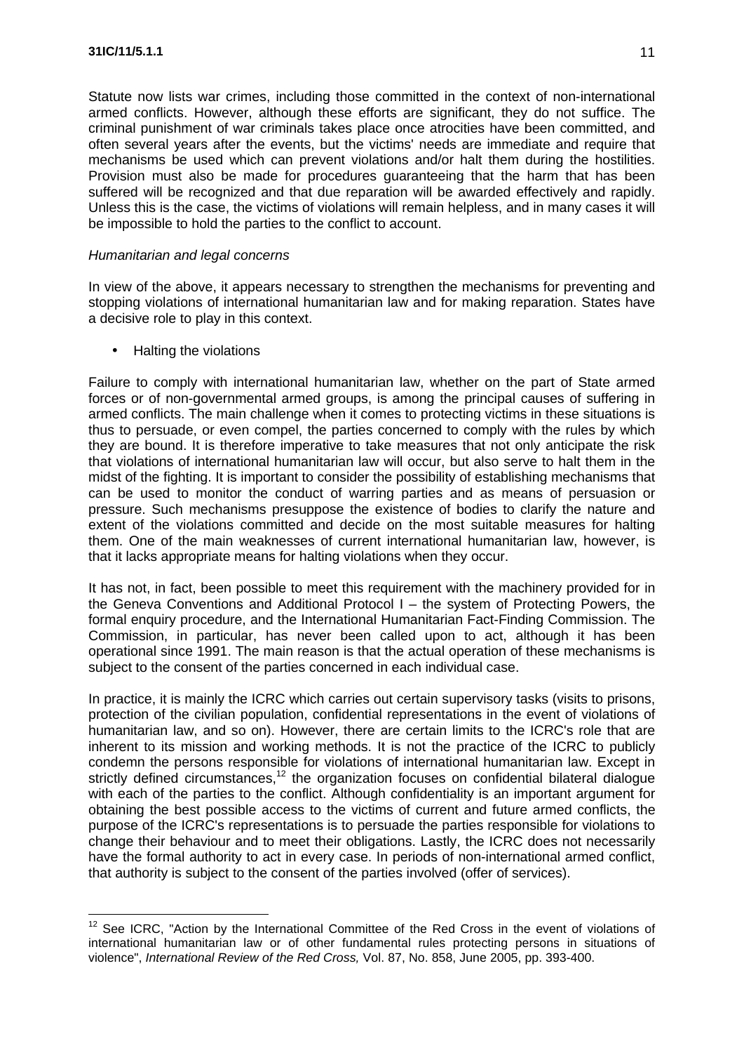Statute now lists war crimes, including those committed in the context of non-international armed conflicts. However, although these efforts are significant, they do not suffice. The criminal punishment of war criminals takes place once atrocities have been committed, and often several years after the events, but the victims' needs are immediate and require that mechanisms be used which can prevent violations and/or halt them during the hostilities. Provision must also be made for procedures guaranteeing that the harm that has been suffered will be recognized and that due reparation will be awarded effectively and rapidly. Unless this is the case, the victims of violations will remain helpless, and in many cases it will be impossible to hold the parties to the conflict to account.

*Humanitarian and legal concerns*

In view of the above, it appears necessary to strengthen the mechanisms for preventing and stopping violations of international humanitarian law and for making reparation. States have a decisive role to play in this context.

- Halting the violations

Failure to comply with international humanitarian law, whether on the part of State armed forces or of non-governmental armed groups, is among the principal causes of suffering in armed conflicts. The main challenge when it comes to protecting victims in these situations is thus to persuade, or even compel, the parties concerned to comply with the rules by which they are bound. It is therefore imperative to take measures that not only anticipate the risk that violations of international humanitarian law will occur, but also serve to halt them in the midst of the fighting. It is important to consider the possibility of establishing mechanisms that can be used to monitor the conduct of warring parties and as means of persuasion or pressure. Such mechanisms presuppose the existence of bodies to clarify the nature and extent of the violations committed and decide on the most suitable measures for halting them. One of the main weaknesses of current international humanitarian law, however, is that it lacks appropriate means for halting violations when they occur.

It has not, in fact, been possible to meet this requirement with the machinery provided for in the Geneva Conventions and Additional Protocol I – the system of Protecting Powers, the formal enquiry procedure, and the International Humanitarian Fact-Finding Commission. The Commission, in particular, has never been called upon to act, although it has been operational since 1991. The main reason is that the actual operation of these mechanisms is subject to the consent of the parties concerned in each individual case.

In practice, it is mainly the ICRC which carries out certain supervisory tasks (visits to prisons, protection of the civilian population, confidential representations in the event of violations of humanitarian law, and so on). However, there are certain limits to the ICRC's role that are inherent to its mission and working methods. It is not the practice of the ICRC to publicly condemn the persons responsible for violations of international humanitarian law. Except in strictly defined circumstances,[12] the organization focuses on confidential bilateral dialogue with each of the parties to the conflict. Although confidentiality is an important argument for obtaining the best possible access to the victims of current and future armed conflicts, the purpose of the ICRC's representations is to persuade the parties responsible for violations to change their behaviour and to meet their obligations. Lastly, the ICRC does not necessarily have the formal authority to act in every case. In periods of non-international armed conflict, that authority is subject to the consent of the parties involved (offer of services).

---

[12] See ICRC, "Action by the International Committee of the Red Cross in the event of violations of international humanitarian law or of other fundamental rules protecting persons in situations of violence", *International Review of the Red Cross,* Vol. 87, No. 858, June 2005, pp. 393-400.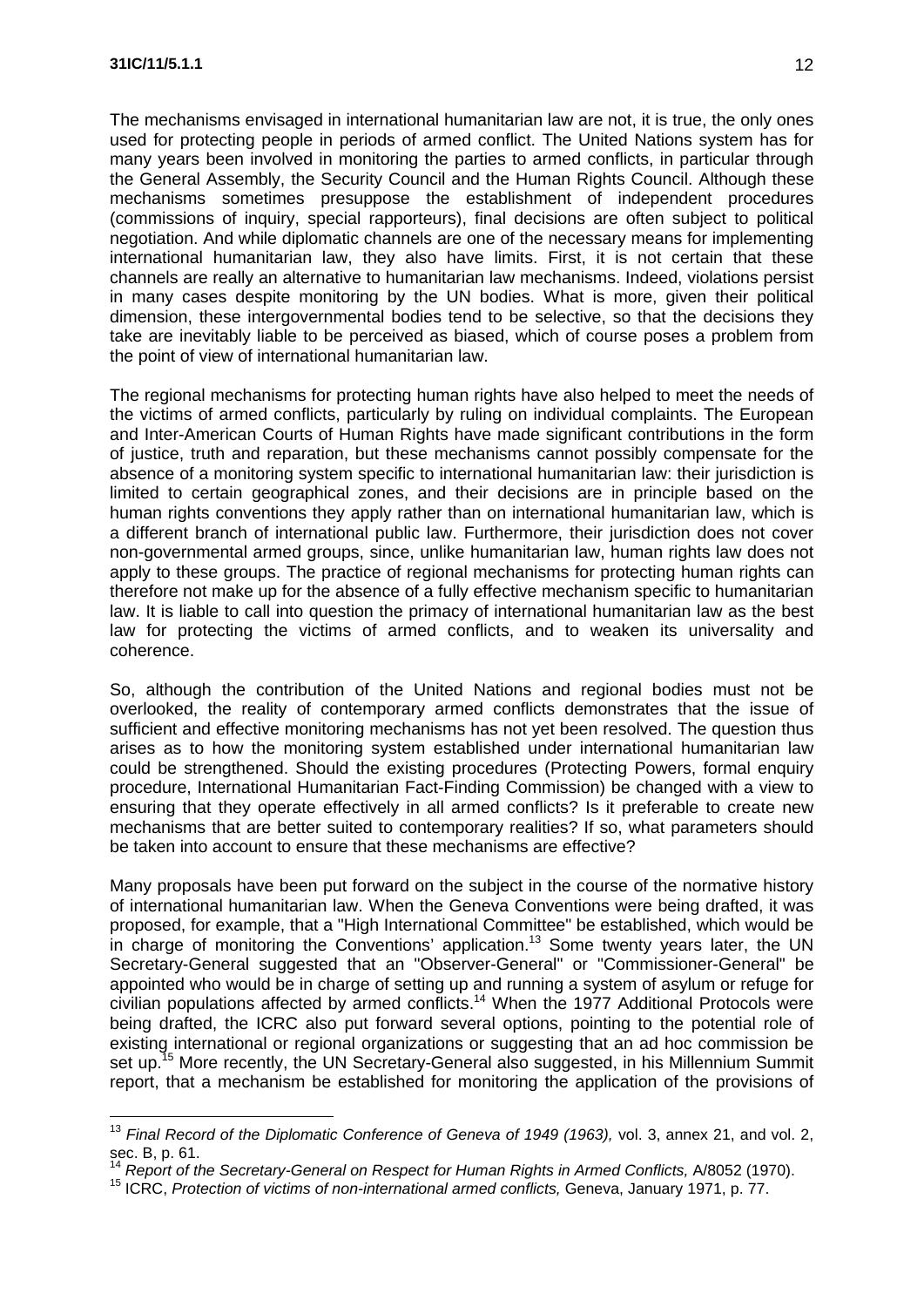The mechanisms envisaged in international humanitarian law are not, it is true, the only ones used for protecting people in periods of armed conflict. The United Nations system has for many years been involved in monitoring the parties to armed conflicts, in particular through the General Assembly, the Security Council and the Human Rights Council. Although these mechanisms sometimes presuppose the establishment of independent procedures (commissions of inquiry, special rapporteurs), final decisions are often subject to political negotiation. And while diplomatic channels are one of the necessary means for implementing international humanitarian law, they also have limits. First, it is not certain that these channels are really an alternative to humanitarian law mechanisms. Indeed, violations persist in many cases despite monitoring by the UN bodies. What is more, given their political dimension, these intergovernmental bodies tend to be selective, so that the decisions they take are inevitably liable to be perceived as biased, which of course poses a problem from the point of view of international humanitarian law.

The regional mechanisms for protecting human rights have also helped to meet the needs of the victims of armed conflicts, particularly by ruling on individual complaints. The European and Inter-American Courts of Human Rights have made significant contributions in the form of justice, truth and reparation, but these mechanisms cannot possibly compensate for the absence of a monitoring system specific to international humanitarian law: their jurisdiction is limited to certain geographical zones, and their decisions are in principle based on the human rights conventions they apply rather than on international humanitarian law, which is a different branch of international public law. Furthermore, their jurisdiction does not cover non-governmental armed groups, since, unlike humanitarian law, human rights law does not apply to these groups. The practice of regional mechanisms for protecting human rights can therefore not make up for the absence of a fully effective mechanism specific to humanitarian law. It is liable to call into question the primacy of international humanitarian law as the best law for protecting the victims of armed conflicts, and to weaken its universality and coherence.

So, although the contribution of the United Nations and regional bodies must not be overlooked, the reality of contemporary armed conflicts demonstrates that the issue of sufficient and effective monitoring mechanisms has not yet been resolved. The question thus arises as to how the monitoring system established under international humanitarian law could be strengthened. Should the existing procedures (Protecting Powers, formal enquiry procedure, International Humanitarian Fact-Finding Commission) be changed with a view to ensuring that they operate effectively in all armed conflicts? Is it preferable to create new mechanisms that are better suited to contemporary realities? If so, what parameters should be taken into account to ensure that these mechanisms are effective?

Many proposals have been put forward on the subject in the course of the normative history of international humanitarian law. When the Geneva Conventions were being drafted, it was proposed, for example, that a "High International Committee" be established, which would be in charge of monitoring the Conventions' application.[13] Some twenty years later, the UN Secretary-General suggested that an "Observer-General" or "Commissioner-General" be appointed who would be in charge of setting up and running a system of asylum or refuge for civilian populations affected by armed conflicts.[14] When the 1977 Additional Protocols were being drafted, the ICRC also put forward several options, pointing to the potential role of existing international or regional organizations or suggesting that an ad hoc commission be set up.[15] More recently, the UN Secretary-General also suggested, in his Millennium Summit report, that a mechanism be established for monitoring the application of the provisions of

---

[13] *Final Record of the Diplomatic Conference of Geneva of 1949 (1963),* vol. 3, annex 21, and vol. 2, sec. B, p. 61.

[14] *Report of the Secretary-General on Respect for Human Rights in Armed Conflicts,* A/8052 (1970).

[15] ICRC, *Protection of victims of non-international armed conflicts,* Geneva, January 1971, p. 77.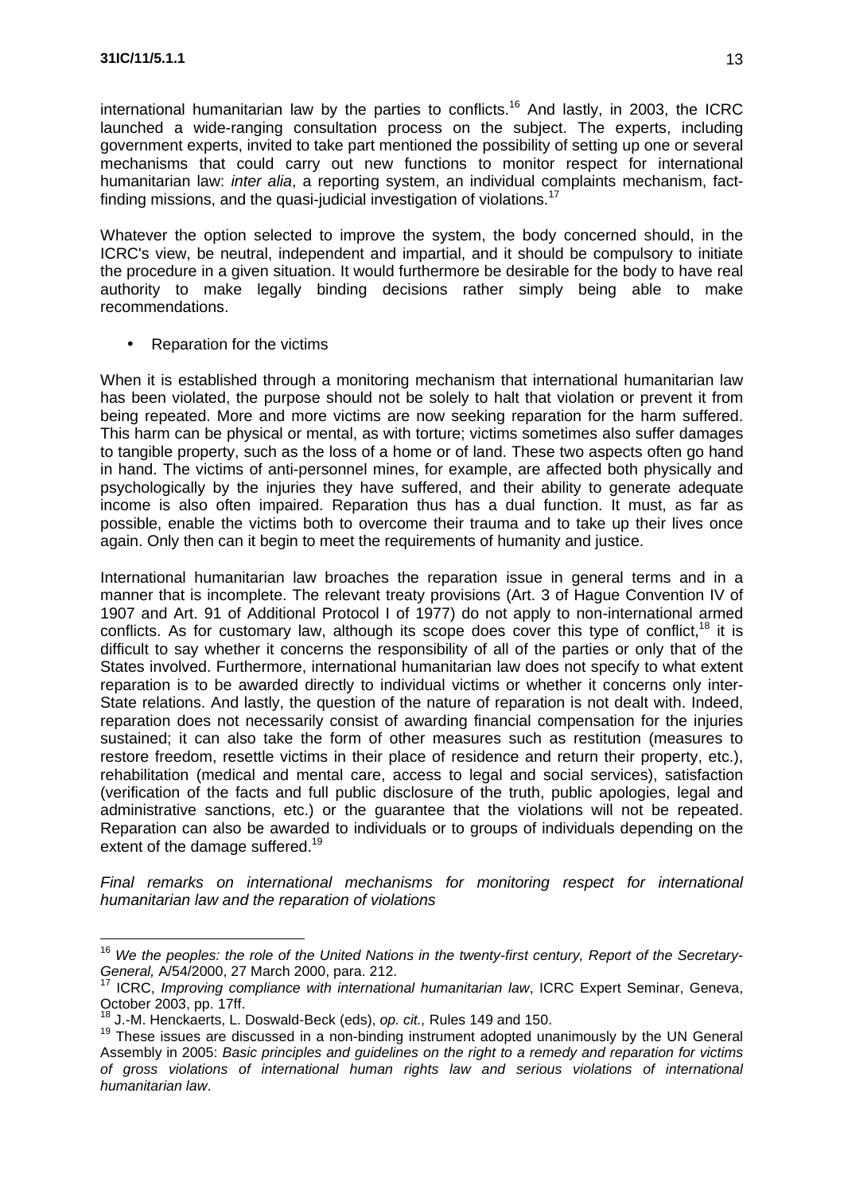international humanitarian law by the parties to conflicts.[16] And lastly, in 2003, the ICRC launched a wide-ranging consultation process on the subject. The experts, including government experts, invited to take part mentioned the possibility of setting up one or several mechanisms that could carry out new functions to monitor respect for international humanitarian law: *inter alia*, a reporting system, an individual complaints mechanism, fact-finding missions, and the quasi-judicial investigation of violations.[17]

Whatever the option selected to improve the system, the body concerned should, in the ICRC's view, be neutral, independent and impartial, and it should be compulsory to initiate the procedure in a given situation. It would furthermore be desirable for the body to have real authority to make legally binding decisions rather simply being able to make recommendations.

- Reparation for the victims

When it is established through a monitoring mechanism that international humanitarian law has been violated, the purpose should not be solely to halt that violation or prevent it from being repeated. More and more victims are now seeking reparation for the harm suffered. This harm can be physical or mental, as with torture; victims sometimes also suffer damages to tangible property, such as the loss of a home or of land. These two aspects often go hand in hand. The victims of anti-personnel mines, for example, are affected both physically and psychologically by the injuries they have suffered, and their ability to generate adequate income is also often impaired. Reparation thus has a dual function. It must, as far as possible, enable the victims both to overcome their trauma and to take up their lives once again. Only then can it begin to meet the requirements of humanity and justice.

International humanitarian law broaches the reparation issue in general terms and in a manner that is incomplete. The relevant treaty provisions (Art. 3 of Hague Convention IV of 1907 and Art. 91 of Additional Protocol I of 1977) do not apply to non-international armed conflicts. As for customary law, although its scope does cover this type of conflict,[18] it is difficult to say whether it concerns the responsibility of all of the parties or only that of the States involved. Furthermore, international humanitarian law does not specify to what extent reparation is to be awarded directly to individual victims or whether it concerns only inter-State relations. And lastly, the question of the nature of reparation is not dealt with. Indeed, reparation does not necessarily consist of awarding financial compensation for the injuries sustained; it can also take the form of other measures such as restitution (measures to restore freedom, resettle victims in their place of residence and return their property, etc.), rehabilitation (medical and mental care, access to legal and social services), satisfaction (verification of the facts and full public disclosure of the truth, public apologies, legal and administrative sanctions, etc.) or the guarantee that the violations will not be repeated. Reparation can also be awarded to individuals or to groups of individuals depending on the extent of the damage suffered.[19]

*Final remarks on international mechanisms for monitoring respect for international humanitarian law and the reparation of violations*

---

[16] *We the peoples: the role of the United Nations in the twenty-first century, Report of the Secretary-General,* A/54/2000, 27 March 2000, para. 212.

[17] ICRC, *Improving compliance with international humanitarian law*, ICRC Expert Seminar, Geneva, October 2003, pp. 17ff.

[18] J.-M. Henckaerts, L. Doswald-Beck (eds), *op. cit.,* Rules 149 and 150.

[19] These issues are discussed in a non-binding instrument adopted unanimously by the UN General Assembly in 2005: *Basic principles and guidelines on the right to a remedy and reparation for victims of gross violations of international human rights law and serious violations of international humanitarian law*.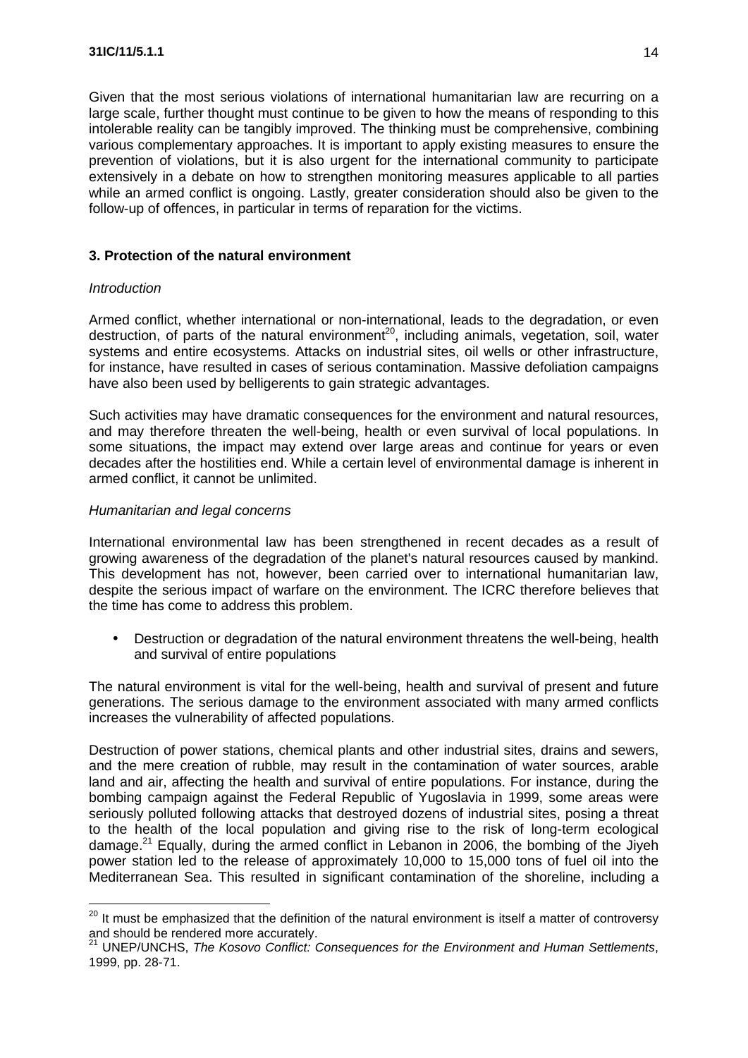Given that the most serious violations of international humanitarian law are recurring on a large scale, further thought must continue to be given to how the means of responding to this intolerable reality can be tangibly improved. The thinking must be comprehensive, combining various complementary approaches. It is important to apply existing measures to ensure the prevention of violations, but it is also urgent for the international community to participate extensively in a debate on how to strengthen monitoring measures applicable to all parties while an armed conflict is ongoing. Lastly, greater consideration should also be given to the follow-up of offences, in particular in terms of reparation for the victims.

### 3. Protection of the natural environment

*Introduction*

Armed conflict, whether international or non-international, leads to the degradation, or even destruction, of parts of the natural environment[20], including animals, vegetation, soil, water systems and entire ecosystems. Attacks on industrial sites, oil wells or other infrastructure, for instance, have resulted in cases of serious contamination. Massive defoliation campaigns have also been used by belligerents to gain strategic advantages.

Such activities may have dramatic consequences for the environment and natural resources, and may therefore threaten the well-being, health or even survival of local populations. In some situations, the impact may extend over large areas and continue for years or even decades after the hostilities end. While a certain level of environmental damage is inherent in armed conflict, it cannot be unlimited.

*Humanitarian and legal concerns*

International environmental law has been strengthened in recent decades as a result of growing awareness of the degradation of the planet's natural resources caused by mankind. This development has not, however, been carried over to international humanitarian law, despite the serious impact of warfare on the environment. The ICRC therefore believes that the time has come to address this problem.

- Destruction or degradation of the natural environment threatens the well-being, health and survival of entire populations

The natural environment is vital for the well-being, health and survival of present and future generations. The serious damage to the environment associated with many armed conflicts increases the vulnerability of affected populations.

Destruction of power stations, chemical plants and other industrial sites, drains and sewers, and the mere creation of rubble, may result in the contamination of water sources, arable land and air, affecting the health and survival of entire populations. For instance, during the bombing campaign against the Federal Republic of Yugoslavia in 1999, some areas were seriously polluted following attacks that destroyed dozens of industrial sites, posing a threat to the health of the local population and giving rise to the risk of long-term ecological damage.[21] Equally, during the armed conflict in Lebanon in 2006, the bombing of the Jiyeh power station led to the release of approximately 10,000 to 15,000 tons of fuel oil into the Mediterranean Sea. This resulted in significant contamination of the shoreline, including a

---

[20] It must be emphasized that the definition of the natural environment is itself a matter of controversy and should be rendered more accurately.

[21] UNEP/UNCHS, *The Kosovo Conflict: Consequences for the Environment and Human Settlements*, 1999, pp. 28-71.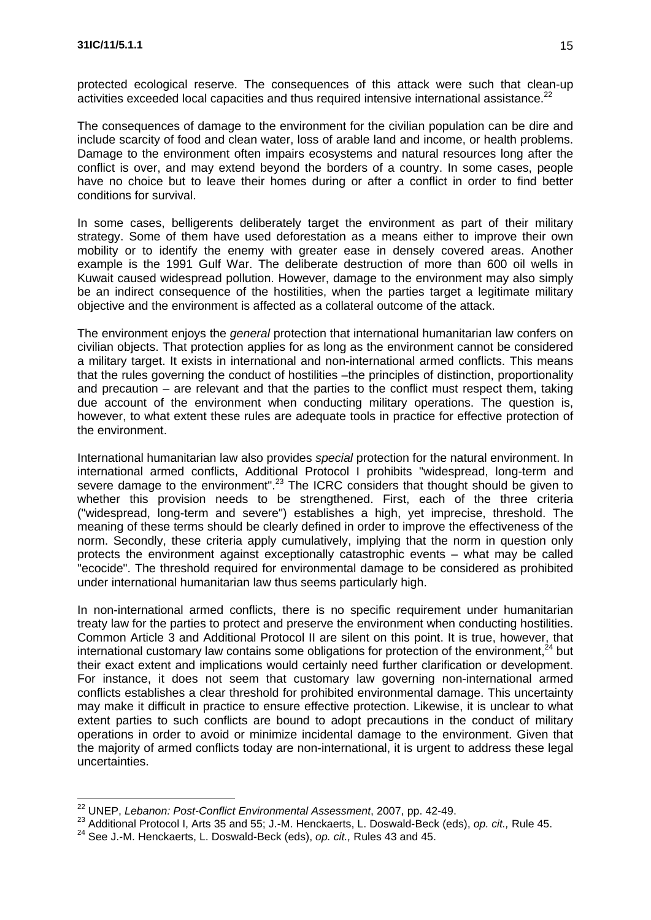protected ecological reserve. The consequences of this attack were such that clean-up activities exceeded local capacities and thus required intensive international assistance.[22]

The consequences of damage to the environment for the civilian population can be dire and include scarcity of food and clean water, loss of arable land and income, or health problems. Damage to the environment often impairs ecosystems and natural resources long after the conflict is over, and may extend beyond the borders of a country. In some cases, people have no choice but to leave their homes during or after a conflict in order to find better conditions for survival.

In some cases, belligerents deliberately target the environment as part of their military strategy. Some of them have used deforestation as a means either to improve their own mobility or to identify the enemy with greater ease in densely covered areas. Another example is the 1991 Gulf War. The deliberate destruction of more than 600 oil wells in Kuwait caused widespread pollution. However, damage to the environment may also simply be an indirect consequence of the hostilities, when the parties target a legitimate military objective and the environment is affected as a collateral outcome of the attack.

The environment enjoys the *general* protection that international humanitarian law confers on civilian objects. That protection applies for as long as the environment cannot be considered a military target. It exists in international and non-international armed conflicts. This means that the rules governing the conduct of hostilities –the principles of distinction, proportionality and precaution – are relevant and that the parties to the conflict must respect them, taking due account of the environment when conducting military operations. The question is, however, to what extent these rules are adequate tools in practice for effective protection of the environment.

International humanitarian law also provides *special* protection for the natural environment. In international armed conflicts, Additional Protocol I prohibits "widespread, long-term and severe damage to the environment".[23] The ICRC considers that thought should be given to whether this provision needs to be strengthened. First, each of the three criteria ("widespread, long-term and severe") establishes a high, yet imprecise, threshold. The meaning of these terms should be clearly defined in order to improve the effectiveness of the norm. Secondly, these criteria apply cumulatively, implying that the norm in question only protects the environment against exceptionally catastrophic events – what may be called "ecocide". The threshold required for environmental damage to be considered as prohibited under international humanitarian law thus seems particularly high.

In non-international armed conflicts, there is no specific requirement under humanitarian treaty law for the parties to protect and preserve the environment when conducting hostilities. Common Article 3 and Additional Protocol II are silent on this point. It is true, however, that international customary law contains some obligations for protection of the environment,[24] but their exact extent and implications would certainly need further clarification or development. For instance, it does not seem that customary law governing non-international armed conflicts establishes a clear threshold for prohibited environmental damage. This uncertainty may make it difficult in practice to ensure effective protection. Likewise, it is unclear to what extent parties to such conflicts are bound to adopt precautions in the conduct of military operations in order to avoid or minimize incidental damage to the environment. Given that the majority of armed conflicts today are non-international, it is urgent to address these legal uncertainties.

---

[22] UNEP, *Lebanon: Post-Conflict Environmental Assessment*, 2007, pp. 42-49.

[23] Additional Protocol I, Arts 35 and 55; J.-M. Henckaerts, L. Doswald-Beck (eds), *op. cit.,* Rule 45.

[24] See J.-M. Henckaerts, L. Doswald-Beck (eds), *op. cit.,* Rules 43 and 45.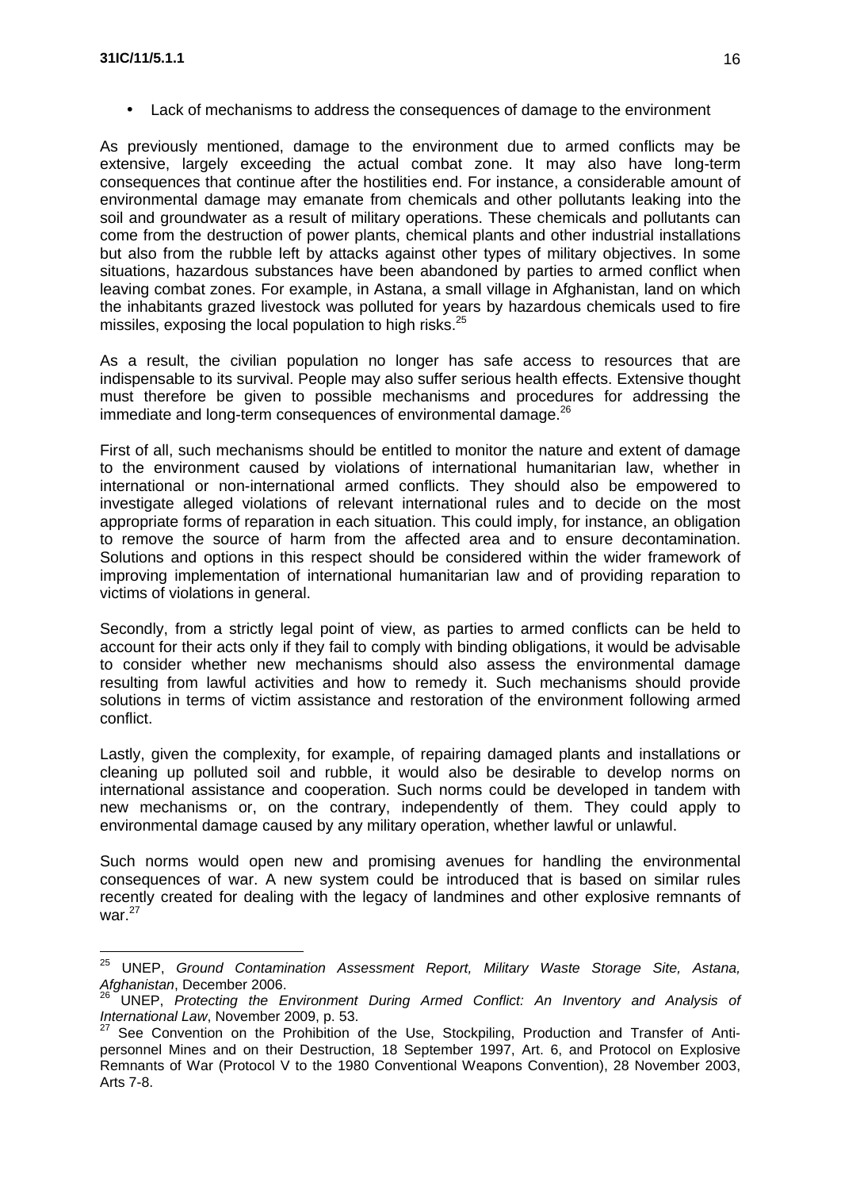- Lack of mechanisms to address the consequences of damage to the environment

As previously mentioned, damage to the environment due to armed conflicts may be extensive, largely exceeding the actual combat zone. It may also have long-term consequences that continue after the hostilities end. For instance, a considerable amount of environmental damage may emanate from chemicals and other pollutants leaking into the soil and groundwater as a result of military operations. These chemicals and pollutants can come from the destruction of power plants, chemical plants and other industrial installations but also from the rubble left by attacks against other types of military objectives. In some situations, hazardous substances have been abandoned by parties to armed conflict when leaving combat zones. For example, in Astana, a small village in Afghanistan, land on which the inhabitants grazed livestock was polluted for years by hazardous chemicals used to fire missiles, exposing the local population to high risks.[25]

As a result, the civilian population no longer has safe access to resources that are indispensable to its survival. People may also suffer serious health effects. Extensive thought must therefore be given to possible mechanisms and procedures for addressing the immediate and long-term consequences of environmental damage.[26]

First of all, such mechanisms should be entitled to monitor the nature and extent of damage to the environment caused by violations of international humanitarian law, whether in international or non-international armed conflicts. They should also be empowered to investigate alleged violations of relevant international rules and to decide on the most appropriate forms of reparation in each situation. This could imply, for instance, an obligation to remove the source of harm from the affected area and to ensure decontamination. Solutions and options in this respect should be considered within the wider framework of improving implementation of international humanitarian law and of providing reparation to victims of violations in general.

Secondly, from a strictly legal point of view, as parties to armed conflicts can be held to account for their acts only if they fail to comply with binding obligations, it would be advisable to consider whether new mechanisms should also assess the environmental damage resulting from lawful activities and how to remedy it. Such mechanisms should provide solutions in terms of victim assistance and restoration of the environment following armed conflict.

Lastly, given the complexity, for example, of repairing damaged plants and installations or cleaning up polluted soil and rubble, it would also be desirable to develop norms on international assistance and cooperation. Such norms could be developed in tandem with new mechanisms or, on the contrary, independently of them. They could apply to environmental damage caused by any military operation, whether lawful or unlawful.

Such norms would open new and promising avenues for handling the environmental consequences of war. A new system could be introduced that is based on similar rules recently created for dealing with the legacy of landmines and other explosive remnants of war.[27]

---

[25] UNEP, *Ground Contamination Assessment Report, Military Waste Storage Site, Astana, Afghanistan*, December 2006.

[26] UNEP, *Protecting the Environment During Armed Conflict: An Inventory and Analysis of International Law*, November 2009, p. 53.

[27] See Convention on the Prohibition of the Use, Stockpiling, Production and Transfer of Anti-personnel Mines and on their Destruction, 18 September 1997, Art. 6, and Protocol on Explosive Remnants of War (Protocol V to the 1980 Conventional Weapons Convention), 28 November 2003, Arts 7-8.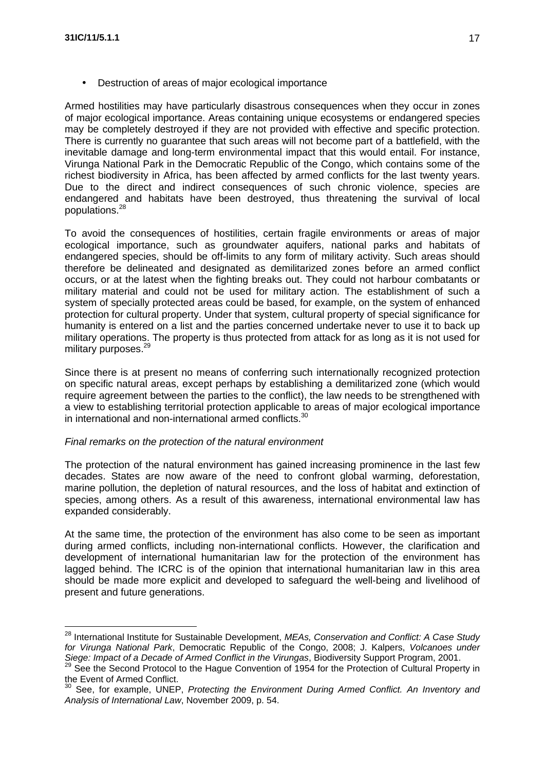- Destruction of areas of major ecological importance

Armed hostilities may have particularly disastrous consequences when they occur in zones of major ecological importance. Areas containing unique ecosystems or endangered species may be completely destroyed if they are not provided with effective and specific protection. There is currently no guarantee that such areas will not become part of a battlefield, with the inevitable damage and long-term environmental impact that this would entail. For instance, Virunga National Park in the Democratic Republic of the Congo, which contains some of the richest biodiversity in Africa, has been affected by armed conflicts for the last twenty years. Due to the direct and indirect consequences of such chronic violence, species are endangered and habitats have been destroyed, thus threatening the survival of local populations.[28]

To avoid the consequences of hostilities, certain fragile environments or areas of major ecological importance, such as groundwater aquifers, national parks and habitats of endangered species, should be off-limits to any form of military activity. Such areas should therefore be delineated and designated as demilitarized zones before an armed conflict occurs, or at the latest when the fighting breaks out. They could not harbour combatants or military material and could not be used for military action. The establishment of such a system of specially protected areas could be based, for example, on the system of enhanced protection for cultural property. Under that system, cultural property of special significance for humanity is entered on a list and the parties concerned undertake never to use it to back up military operations. The property is thus protected from attack for as long as it is not used for military purposes.[29]

Since there is at present no means of conferring such internationally recognized protection on specific natural areas, except perhaps by establishing a demilitarized zone (which would require agreement between the parties to the conflict), the law needs to be strengthened with a view to establishing territorial protection applicable to areas of major ecological importance in international and non-international armed conflicts.[30]

*Final remarks on the protection of the natural environment*

The protection of the natural environment has gained increasing prominence in the last few decades. States are now aware of the need to confront global warming, deforestation, marine pollution, the depletion of natural resources, and the loss of habitat and extinction of species, among others. As a result of this awareness, international environmental law has expanded considerably.

At the same time, the protection of the environment has also come to be seen as important during armed conflicts, including non-international conflicts. However, the clarification and development of international humanitarian law for the protection of the environment has lagged behind. The ICRC is of the opinion that international humanitarian law in this area should be made more explicit and developed to safeguard the well-being and livelihood of present and future generations.

---

[28] International Institute for Sustainable Development, *MEAs, Conservation and Conflict: A Case Study for Virunga National Park*, Democratic Republic of the Congo, 2008; J. Kalpers, *Volcanoes under Siege: Impact of a Decade of Armed Conflict in the Virungas*, Biodiversity Support Program, 2001.

[29] See the Second Protocol to the Hague Convention of 1954 for the Protection of Cultural Property in the Event of Armed Conflict.

[30] See, for example, UNEP, *Protecting the Environment During Armed Conflict. An Inventory and Analysis of International Law*, November 2009, p. 54.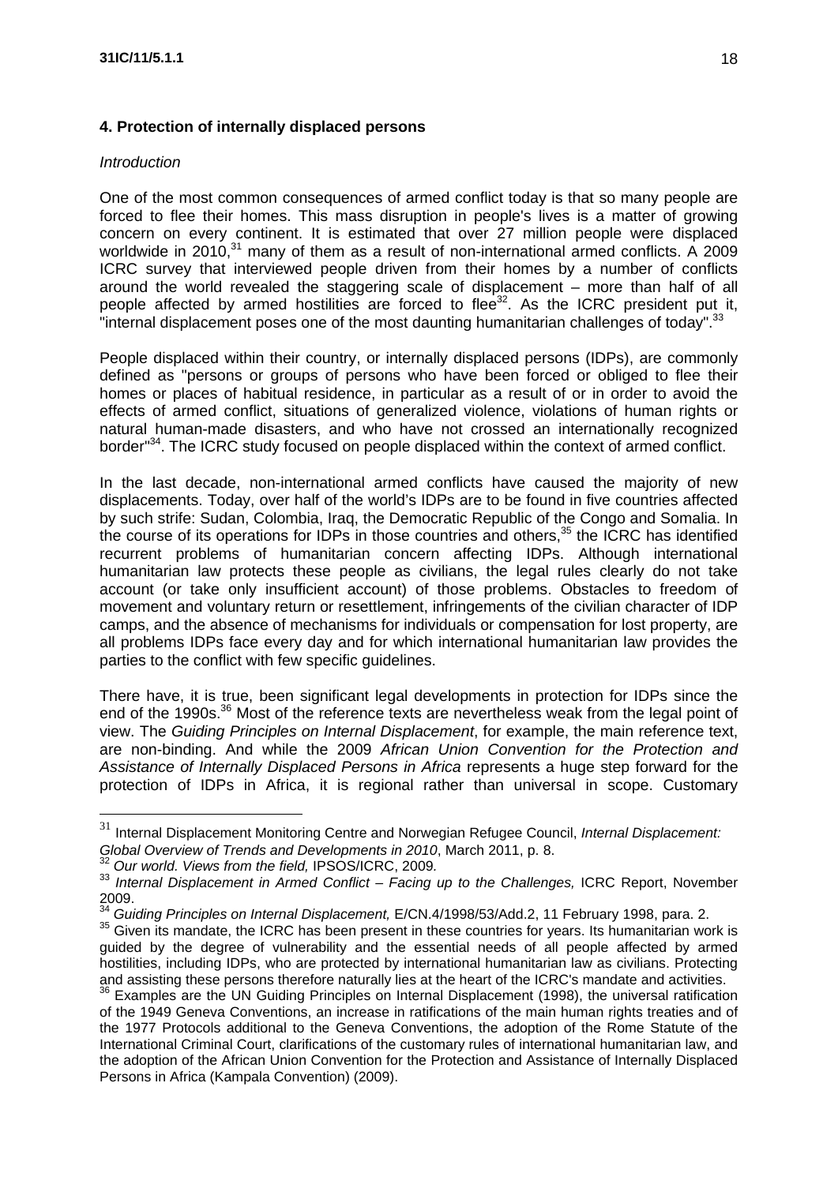## 4. Protection of internally displaced persons

*Introduction*

One of the most common consequences of armed conflict today is that so many people are forced to flee their homes. This mass disruption in people's lives is a matter of growing concern on every continent. It is estimated that over 27 million people were displaced worldwide in 2010,[31] many of them as a result of non-international armed conflicts. A 2009 ICRC survey that interviewed people driven from their homes by a number of conflicts around the world revealed the staggering scale of displacement – more than half of all people affected by armed hostilities are forced to flee[32]. As the ICRC president put it, "internal displacement poses one of the most daunting humanitarian challenges of today".[33]

People displaced within their country, or internally displaced persons (IDPs), are commonly defined as "persons or groups of persons who have been forced or obliged to flee their homes or places of habitual residence, in particular as a result of or in order to avoid the effects of armed conflict, situations of generalized violence, violations of human rights or natural human-made disasters, and who have not crossed an internationally recognized border"[34]. The ICRC study focused on people displaced within the context of armed conflict.

In the last decade, non-international armed conflicts have caused the majority of new displacements. Today, over half of the world's IDPs are to be found in five countries affected by such strife: Sudan, Colombia, Iraq, the Democratic Republic of the Congo and Somalia. In the course of its operations for IDPs in those countries and others,[35] the ICRC has identified recurrent problems of humanitarian concern affecting IDPs. Although international humanitarian law protects these people as civilians, the legal rules clearly do not take account (or take only insufficient account) of those problems. Obstacles to freedom of movement and voluntary return or resettlement, infringements of the civilian character of IDP camps, and the absence of mechanisms for individuals or compensation for lost property, are all problems IDPs face every day and for which international humanitarian law provides the parties to the conflict with few specific guidelines.

There have, it is true, been significant legal developments in protection for IDPs since the end of the 1990s.[36] Most of the reference texts are nevertheless weak from the legal point of view. The *Guiding Principles on Internal Displacement*, for example, the main reference text, are non-binding. And while the 2009 *African Union Convention for the Protection and Assistance of Internally Displaced Persons in Africa* represents a huge step forward for the protection of IDPs in Africa, it is regional rather than universal in scope. Customary

---

[31] Internal Displacement Monitoring Centre and Norwegian Refugee Council, *Internal Displacement: Global Overview of Trends and Developments in 2010*, March 2011, p. 8.

[32] *Our world. Views from the field,* IPSOS/ICRC, 2009.

[33] *Internal Displacement in Armed Conflict – Facing up to the Challenges,* ICRC Report, November 2009.

[34] *Guiding Principles on Internal Displacement,* E/CN.4/1998/53/Add.2, 11 February 1998, para. 2.

[35] Given its mandate, the ICRC has been present in these countries for years. Its humanitarian work is guided by the degree of vulnerability and the essential needs of all people affected by armed hostilities, including IDPs, who are protected by international humanitarian law as civilians. Protecting and assisting these persons therefore naturally lies at the heart of the ICRC's mandate and activities.

[36] Examples are the UN Guiding Principles on Internal Displacement (1998), the universal ratification of the 1949 Geneva Conventions, an increase in ratifications of the main human rights treaties and of the 1977 Protocols additional to the Geneva Conventions, the adoption of the Rome Statute of the International Criminal Court, clarifications of the customary rules of international humanitarian law, and the adoption of the African Union Convention for the Protection and Assistance of Internally Displaced Persons in Africa (Kampala Convention) (2009).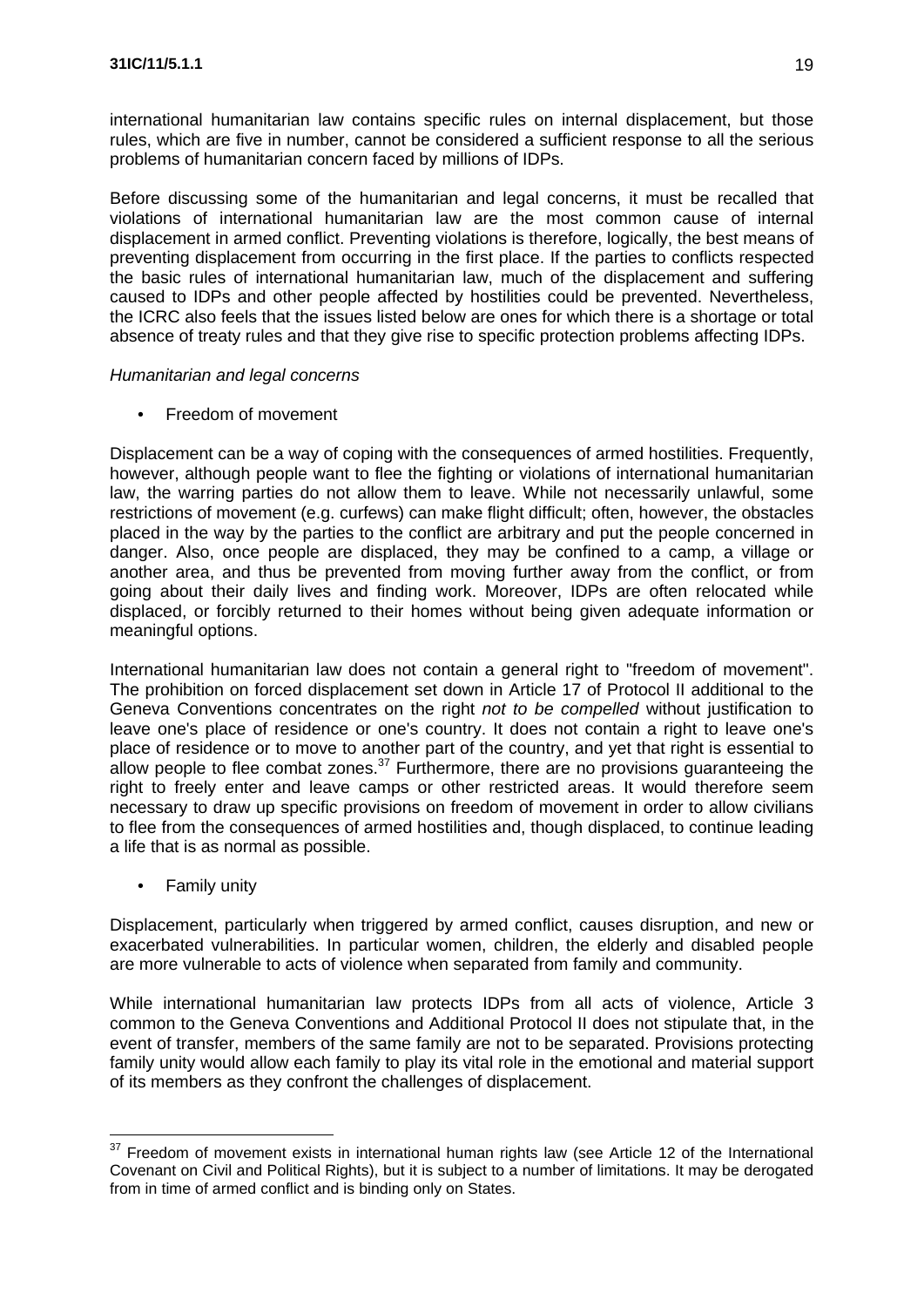international humanitarian law contains specific rules on internal displacement, but those rules, which are five in number, cannot be considered a sufficient response to all the serious problems of humanitarian concern faced by millions of IDPs.

Before discussing some of the humanitarian and legal concerns, it must be recalled that violations of international humanitarian law are the most common cause of internal displacement in armed conflict. Preventing violations is therefore, logically, the best means of preventing displacement from occurring in the first place. If the parties to conflicts respected the basic rules of international humanitarian law, much of the displacement and suffering caused to IDPs and other people affected by hostilities could be prevented. Nevertheless, the ICRC also feels that the issues listed below are ones for which there is a shortage or total absence of treaty rules and that they give rise to specific protection problems affecting IDPs.

*Humanitarian and legal concerns*

- Freedom of movement

Displacement can be a way of coping with the consequences of armed hostilities. Frequently, however, although people want to flee the fighting or violations of international humanitarian law, the warring parties do not allow them to leave. While not necessarily unlawful, some restrictions of movement (e.g. curfews) can make flight difficult; often, however, the obstacles placed in the way by the parties to the conflict are arbitrary and put the people concerned in danger. Also, once people are displaced, they may be confined to a camp, a village or another area, and thus be prevented from moving further away from the conflict, or from going about their daily lives and finding work. Moreover, IDPs are often relocated while displaced, or forcibly returned to their homes without being given adequate information or meaningful options.

International humanitarian law does not contain a general right to "freedom of movement". The prohibition on forced displacement set down in Article 17 of Protocol II additional to the Geneva Conventions concentrates on the right *not to be compelled* without justification to leave one's place of residence or one's country. It does not contain a right to leave one's place of residence or to move to another part of the country, and yet that right is essential to allow people to flee combat zones.[37] Furthermore, there are no provisions guaranteeing the right to freely enter and leave camps or other restricted areas. It would therefore seem necessary to draw up specific provisions on freedom of movement in order to allow civilians to flee from the consequences of armed hostilities and, though displaced, to continue leading a life that is as normal as possible.

- Family unity

Displacement, particularly when triggered by armed conflict, causes disruption, and new or exacerbated vulnerabilities. In particular women, children, the elderly and disabled people are more vulnerable to acts of violence when separated from family and community.

While international humanitarian law protects IDPs from all acts of violence, Article 3 common to the Geneva Conventions and Additional Protocol II does not stipulate that, in the event of transfer, members of the same family are not to be separated. Provisions protecting family unity would allow each family to play its vital role in the emotional and material support of its members as they confront the challenges of displacement.

---

[37] Freedom of movement exists in international human rights law (see Article 12 of the International Covenant on Civil and Political Rights), but it is subject to a number of limitations. It may be derogated from in time of armed conflict and is binding only on States.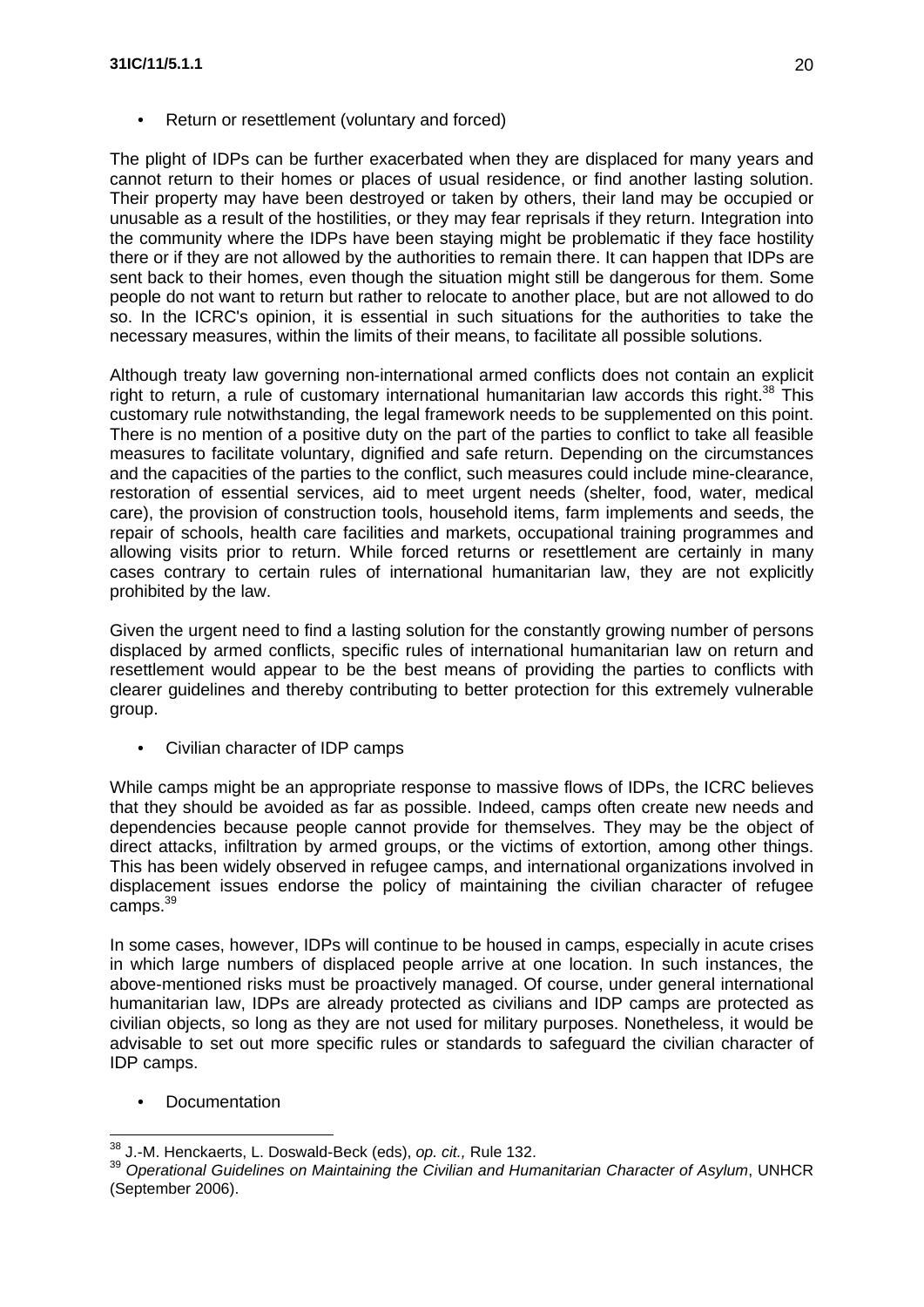- Return or resettlement (voluntary and forced)

The plight of IDPs can be further exacerbated when they are displaced for many years and cannot return to their homes or places of usual residence, or find another lasting solution. Their property may have been destroyed or taken by others, their land may be occupied or unusable as a result of the hostilities, or they may fear reprisals if they return. Integration into the community where the IDPs have been staying might be problematic if they face hostility there or if they are not allowed by the authorities to remain there. It can happen that IDPs are sent back to their homes, even though the situation might still be dangerous for them. Some people do not want to return but rather to relocate to another place, but are not allowed to do so. In the ICRC's opinion, it is essential in such situations for the authorities to take the necessary measures, within the limits of their means, to facilitate all possible solutions.

Although treaty law governing non-international armed conflicts does not contain an explicit right to return, a rule of customary international humanitarian law accords this right.[38] This customary rule notwithstanding, the legal framework needs to be supplemented on this point. There is no mention of a positive duty on the part of the parties to conflict to take all feasible measures to facilitate voluntary, dignified and safe return. Depending on the circumstances and the capacities of the parties to the conflict, such measures could include mine-clearance, restoration of essential services, aid to meet urgent needs (shelter, food, water, medical care), the provision of construction tools, household items, farm implements and seeds, the repair of schools, health care facilities and markets, occupational training programmes and allowing visits prior to return. While forced returns or resettlement are certainly in many cases contrary to certain rules of international humanitarian law, they are not explicitly prohibited by the law.

Given the urgent need to find a lasting solution for the constantly growing number of persons displaced by armed conflicts, specific rules of international humanitarian law on return and resettlement would appear to be the best means of providing the parties to conflicts with clearer guidelines and thereby contributing to better protection for this extremely vulnerable group.

- Civilian character of IDP camps

While camps might be an appropriate response to massive flows of IDPs, the ICRC believes that they should be avoided as far as possible. Indeed, camps often create new needs and dependencies because people cannot provide for themselves. They may be the object of direct attacks, infiltration by armed groups, or the victims of extortion, among other things. This has been widely observed in refugee camps, and international organizations involved in displacement issues endorse the policy of maintaining the civilian character of refugee camps.[39]

In some cases, however, IDPs will continue to be housed in camps, especially in acute crises in which large numbers of displaced people arrive at one location. In such instances, the above-mentioned risks must be proactively managed. Of course, under general international humanitarian law, IDPs are already protected as civilians and IDP camps are protected as civilian objects, so long as they are not used for military purposes. Nonetheless, it would be advisable to set out more specific rules or standards to safeguard the civilian character of IDP camps.

- Documentation

---

[38] J.-M. Henckaerts, L. Doswald-Beck (eds), *op. cit.,* Rule 132.

[39] *Operational Guidelines on Maintaining the Civilian and Humanitarian Character of Asylum*, UNHCR (September 2006).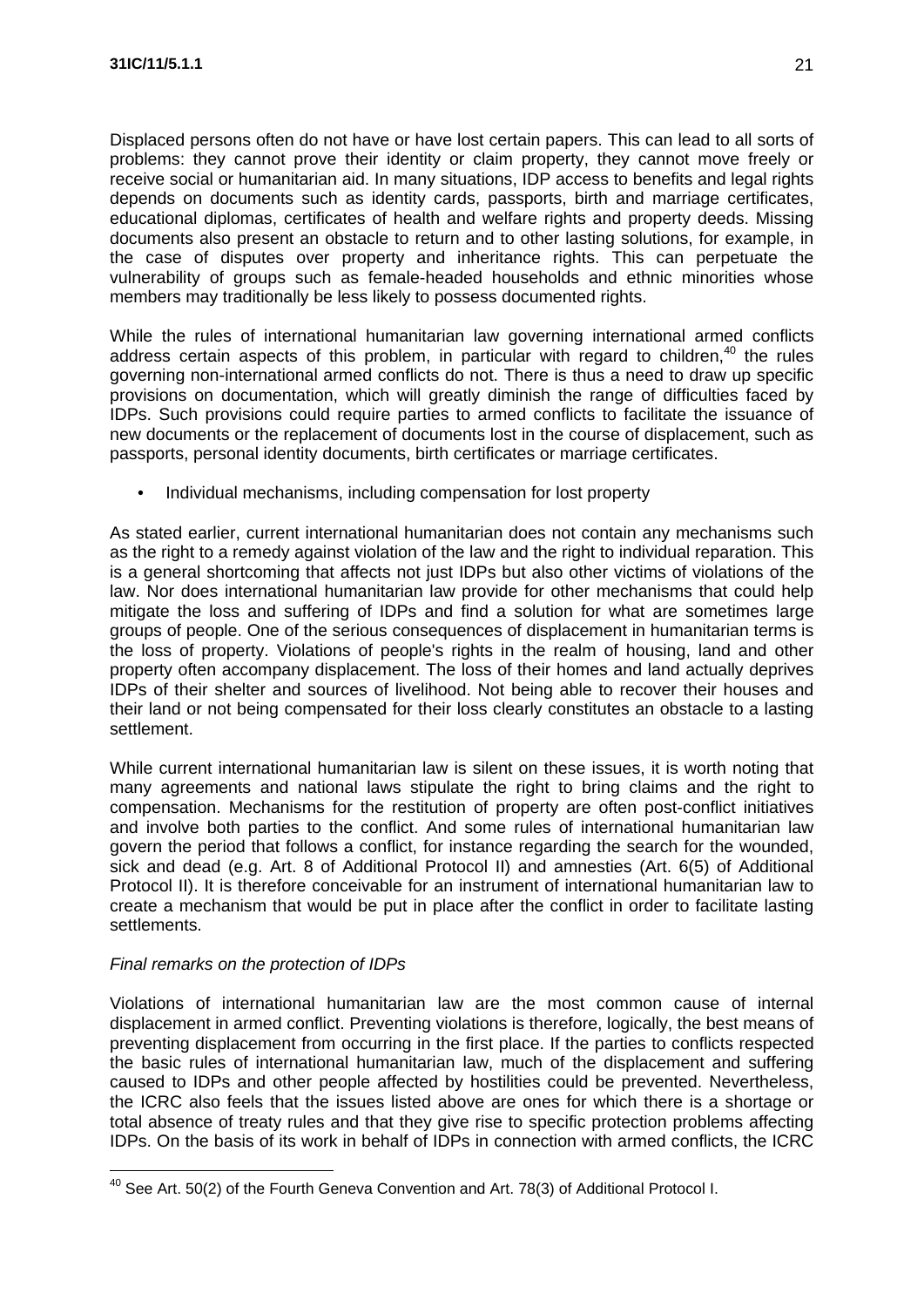Displaced persons often do not have or have lost certain papers. This can lead to all sorts of problems: they cannot prove their identity or claim property, they cannot move freely or receive social or humanitarian aid. In many situations, IDP access to benefits and legal rights depends on documents such as identity cards, passports, birth and marriage certificates, educational diplomas, certificates of health and welfare rights and property deeds. Missing documents also present an obstacle to return and to other lasting solutions, for example, in the case of disputes over property and inheritance rights. This can perpetuate the vulnerability of groups such as female-headed households and ethnic minorities whose members may traditionally be less likely to possess documented rights.

While the rules of international humanitarian law governing international armed conflicts address certain aspects of this problem, in particular with regard to children,[40] the rules governing non-international armed conflicts do not. There is thus a need to draw up specific provisions on documentation, which will greatly diminish the range of difficulties faced by IDPs. Such provisions could require parties to armed conflicts to facilitate the issuance of new documents or the replacement of documents lost in the course of displacement, such as passports, personal identity documents, birth certificates or marriage certificates.

- Individual mechanisms, including compensation for lost property

As stated earlier, current international humanitarian does not contain any mechanisms such as the right to a remedy against violation of the law and the right to individual reparation. This is a general shortcoming that affects not just IDPs but also other victims of violations of the law. Nor does international humanitarian law provide for other mechanisms that could help mitigate the loss and suffering of IDPs and find a solution for what are sometimes large groups of people. One of the serious consequences of displacement in humanitarian terms is the loss of property. Violations of people's rights in the realm of housing, land and other property often accompany displacement. The loss of their homes and land actually deprives IDPs of their shelter and sources of livelihood. Not being able to recover their houses and their land or not being compensated for their loss clearly constitutes an obstacle to a lasting settlement.

While current international humanitarian law is silent on these issues, it is worth noting that many agreements and national laws stipulate the right to bring claims and the right to compensation. Mechanisms for the restitution of property are often post-conflict initiatives and involve both parties to the conflict. And some rules of international humanitarian law govern the period that follows a conflict, for instance regarding the search for the wounded, sick and dead (e.g. Art. 8 of Additional Protocol II) and amnesties (Art. 6(5) of Additional Protocol II). It is therefore conceivable for an instrument of international humanitarian law to create a mechanism that would be put in place after the conflict in order to facilitate lasting settlements.

*Final remarks on the protection of IDPs*

Violations of international humanitarian law are the most common cause of internal displacement in armed conflict. Preventing violations is therefore, logically, the best means of preventing displacement from occurring in the first place. If the parties to conflicts respected the basic rules of international humanitarian law, much of the displacement and suffering caused to IDPs and other people affected by hostilities could be prevented. Nevertheless, the ICRC also feels that the issues listed above are ones for which there is a shortage or total absence of treaty rules and that they give rise to specific protection problems affecting IDPs. On the basis of its work in behalf of IDPs in connection with armed conflicts, the ICRC

---

[40] See Art. 50(2) of the Fourth Geneva Convention and Art. 78(3) of Additional Protocol I.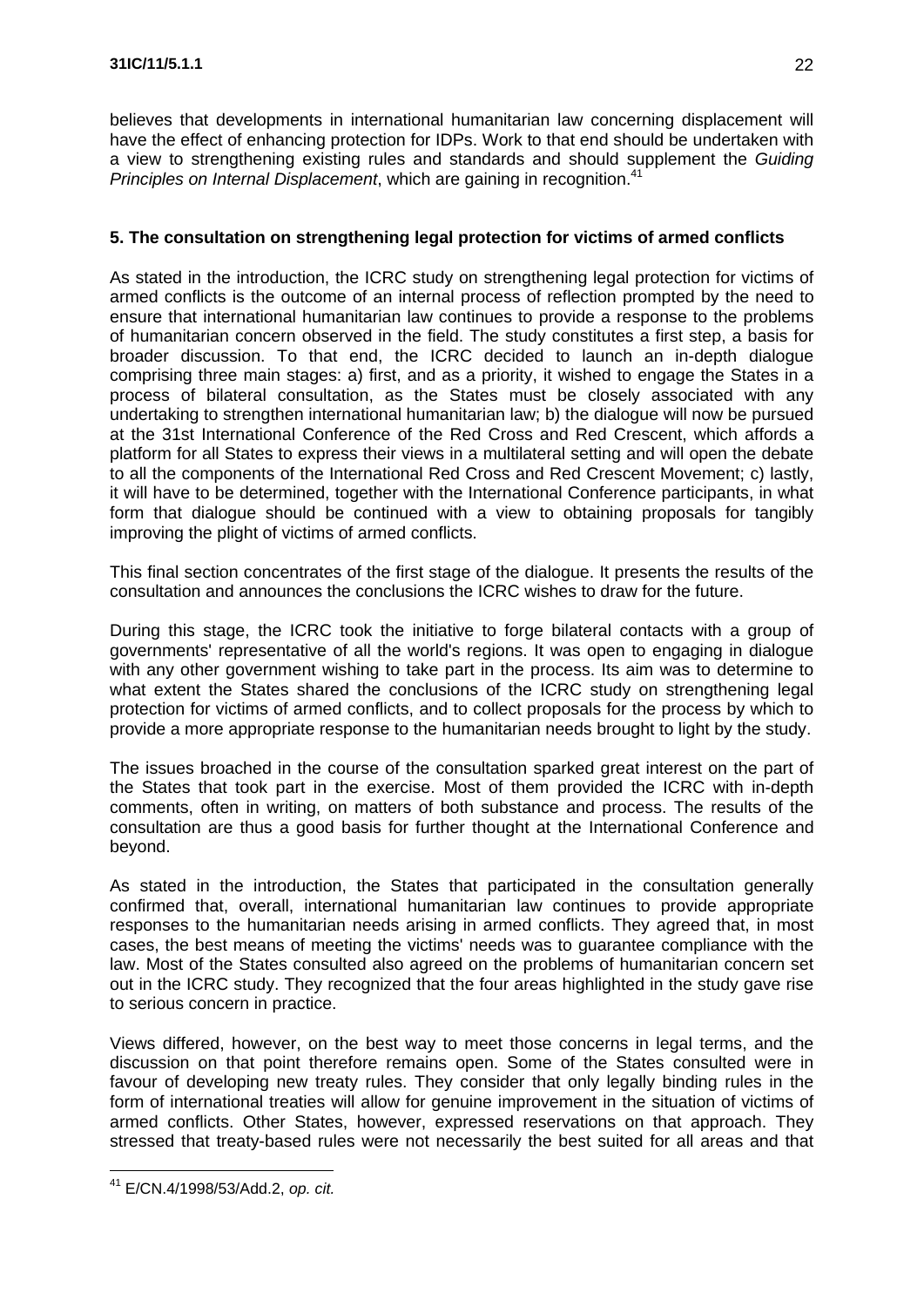believes that developments in international humanitarian law concerning displacement will have the effect of enhancing protection for IDPs. Work to that end should be undertaken with a view to strengthening existing rules and standards and should supplement the *Guiding Principles on Internal Displacement*, which are gaining in recognition.[41]

## 5. The consultation on strengthening legal protection for victims of armed conflicts

As stated in the introduction, the ICRC study on strengthening legal protection for victims of armed conflicts is the outcome of an internal process of reflection prompted by the need to ensure that international humanitarian law continues to provide a response to the problems of humanitarian concern observed in the field. The study constitutes a first step, a basis for broader discussion. To that end, the ICRC decided to launch an in-depth dialogue comprising three main stages: a) first, and as a priority, it wished to engage the States in a process of bilateral consultation, as the States must be closely associated with any undertaking to strengthen international humanitarian law; b) the dialogue will now be pursued at the 31st International Conference of the Red Cross and Red Crescent, which affords a platform for all States to express their views in a multilateral setting and will open the debate to all the components of the International Red Cross and Red Crescent Movement; c) lastly, it will have to be determined, together with the International Conference participants, in what form that dialogue should be continued with a view to obtaining proposals for tangibly improving the plight of victims of armed conflicts.

This final section concentrates of the first stage of the dialogue. It presents the results of the consultation and announces the conclusions the ICRC wishes to draw for the future.

During this stage, the ICRC took the initiative to forge bilateral contacts with a group of governments' representative of all the world's regions. It was open to engaging in dialogue with any other government wishing to take part in the process. Its aim was to determine to what extent the States shared the conclusions of the ICRC study on strengthening legal protection for victims of armed conflicts, and to collect proposals for the process by which to provide a more appropriate response to the humanitarian needs brought to light by the study.

The issues broached in the course of the consultation sparked great interest on the part of the States that took part in the exercise. Most of them provided the ICRC with in-depth comments, often in writing, on matters of both substance and process. The results of the consultation are thus a good basis for further thought at the International Conference and beyond.

As stated in the introduction, the States that participated in the consultation generally confirmed that, overall, international humanitarian law continues to provide appropriate responses to the humanitarian needs arising in armed conflicts. They agreed that, in most cases, the best means of meeting the victims' needs was to guarantee compliance with the law. Most of the States consulted also agreed on the problems of humanitarian concern set out in the ICRC study. They recognized that the four areas highlighted in the study gave rise to serious concern in practice.

Views differed, however, on the best way to meet those concerns in legal terms, and the discussion on that point therefore remains open. Some of the States consulted were in favour of developing new treaty rules. They consider that only legally binding rules in the form of international treaties will allow for genuine improvement in the situation of victims of armed conflicts. Other States, however, expressed reservations on that approach. They stressed that treaty-based rules were not necessarily the best suited for all areas and that

[41] E/CN.4/1998/53/Add.2, *op. cit.*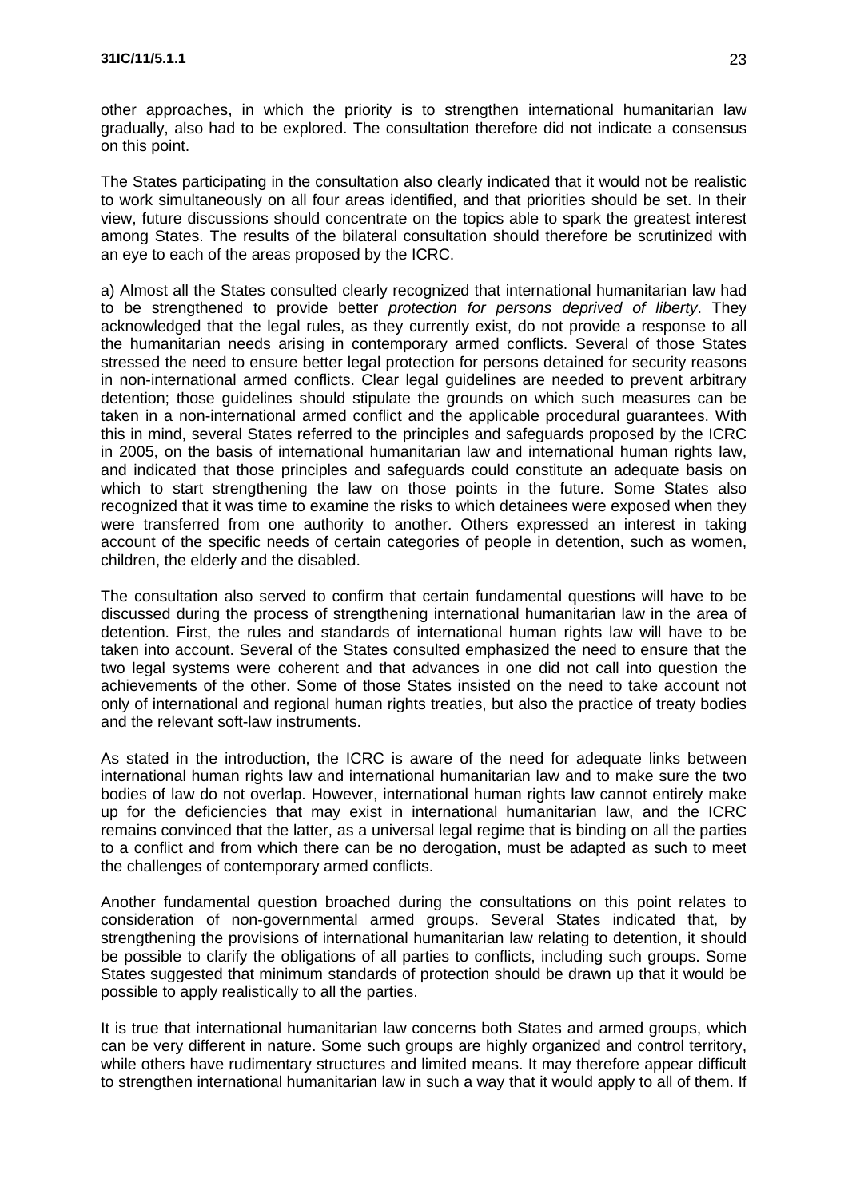other approaches, in which the priority is to strengthen international humanitarian law gradually, also had to be explored. The consultation therefore did not indicate a consensus on this point.

The States participating in the consultation also clearly indicated that it would not be realistic to work simultaneously on all four areas identified, and that priorities should be set. In their view, future discussions should concentrate on the topics able to spark the greatest interest among States. The results of the bilateral consultation should therefore be scrutinized with an eye to each of the areas proposed by the ICRC.

a) Almost all the States consulted clearly recognized that international humanitarian law had to be strengthened to provide better *protection for persons deprived of liberty*. They acknowledged that the legal rules, as they currently exist, do not provide a response to all the humanitarian needs arising in contemporary armed conflicts. Several of those States stressed the need to ensure better legal protection for persons detained for security reasons in non-international armed conflicts. Clear legal guidelines are needed to prevent arbitrary detention; those guidelines should stipulate the grounds on which such measures can be taken in a non-international armed conflict and the applicable procedural guarantees. With this in mind, several States referred to the principles and safeguards proposed by the ICRC in 2005, on the basis of international humanitarian law and international human rights law, and indicated that those principles and safeguards could constitute an adequate basis on which to start strengthening the law on those points in the future. Some States also recognized that it was time to examine the risks to which detainees were exposed when they were transferred from one authority to another. Others expressed an interest in taking account of the specific needs of certain categories of people in detention, such as women, children, the elderly and the disabled.

The consultation also served to confirm that certain fundamental questions will have to be discussed during the process of strengthening international humanitarian law in the area of detention. First, the rules and standards of international human rights law will have to be taken into account. Several of the States consulted emphasized the need to ensure that the two legal systems were coherent and that advances in one did not call into question the achievements of the other. Some of those States insisted on the need to take account not only of international and regional human rights treaties, but also the practice of treaty bodies and the relevant soft-law instruments.

As stated in the introduction, the ICRC is aware of the need for adequate links between international human rights law and international humanitarian law and to make sure the two bodies of law do not overlap. However, international human rights law cannot entirely make up for the deficiencies that may exist in international humanitarian law, and the ICRC remains convinced that the latter, as a universal legal regime that is binding on all the parties to a conflict and from which there can be no derogation, must be adapted as such to meet the challenges of contemporary armed conflicts.

Another fundamental question broached during the consultations on this point relates to consideration of non-governmental armed groups. Several States indicated that, by strengthening the provisions of international humanitarian law relating to detention, it should be possible to clarify the obligations of all parties to conflicts, including such groups. Some States suggested that minimum standards of protection should be drawn up that it would be possible to apply realistically to all the parties.

It is true that international humanitarian law concerns both States and armed groups, which can be very different in nature. Some such groups are highly organized and control territory, while others have rudimentary structures and limited means. It may therefore appear difficult to strengthen international humanitarian law in such a way that it would apply to all of them. If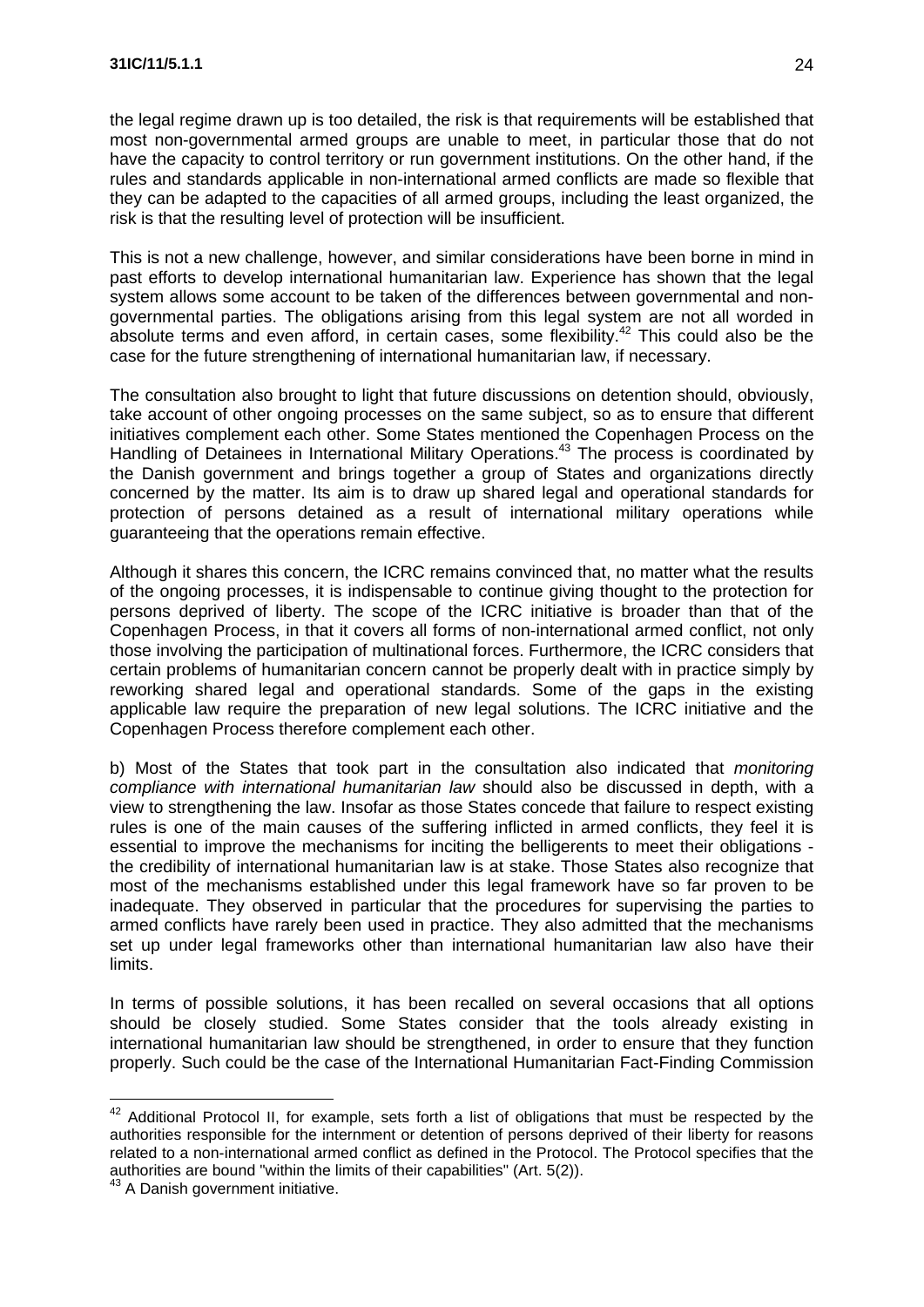the legal regime drawn up is too detailed, the risk is that requirements will be established that most non-governmental armed groups are unable to meet, in particular those that do not have the capacity to control territory or run government institutions. On the other hand, if the rules and standards applicable in non-international armed conflicts are made so flexible that they can be adapted to the capacities of all armed groups, including the least organized, the risk is that the resulting level of protection will be insufficient.

This is not a new challenge, however, and similar considerations have been borne in mind in past efforts to develop international humanitarian law. Experience has shown that the legal system allows some account to be taken of the differences between governmental and non-governmental parties. The obligations arising from this legal system are not all worded in absolute terms and even afford, in certain cases, some flexibility.[42] This could also be the case for the future strengthening of international humanitarian law, if necessary.

The consultation also brought to light that future discussions on detention should, obviously, take account of other ongoing processes on the same subject, so as to ensure that different initiatives complement each other. Some States mentioned the Copenhagen Process on the Handling of Detainees in International Military Operations.[43] The process is coordinated by the Danish government and brings together a group of States and organizations directly concerned by the matter. Its aim is to draw up shared legal and operational standards for protection of persons detained as a result of international military operations while guaranteeing that the operations remain effective.

Although it shares this concern, the ICRC remains convinced that, no matter what the results of the ongoing processes, it is indispensable to continue giving thought to the protection for persons deprived of liberty. The scope of the ICRC initiative is broader than that of the Copenhagen Process, in that it covers all forms of non-international armed conflict, not only those involving the participation of multinational forces. Furthermore, the ICRC considers that certain problems of humanitarian concern cannot be properly dealt with in practice simply by reworking shared legal and operational standards. Some of the gaps in the existing applicable law require the preparation of new legal solutions. The ICRC initiative and the Copenhagen Process therefore complement each other.

b) Most of the States that took part in the consultation also indicated that *monitoring compliance with international humanitarian law* should also be discussed in depth, with a view to strengthening the law. Insofar as those States concede that failure to respect existing rules is one of the main causes of the suffering inflicted in armed conflicts, they feel it is essential to improve the mechanisms for inciting the belligerents to meet their obligations - the credibility of international humanitarian law is at stake. Those States also recognize that most of the mechanisms established under this legal framework have so far proven to be inadequate. They observed in particular that the procedures for supervising the parties to armed conflicts have rarely been used in practice. They also admitted that the mechanisms set up under legal frameworks other than international humanitarian law also have their limits.

In terms of possible solutions, it has been recalled on several occasions that all options should be closely studied. Some States consider that the tools already existing in international humanitarian law should be strengthened, in order to ensure that they function properly. Such could be the case of the International Humanitarian Fact-Finding Commission

---

[42] Additional Protocol II, for example, sets forth a list of obligations that must be respected by the authorities responsible for the internment or detention of persons deprived of their liberty for reasons related to a non-international armed conflict as defined in the Protocol. The Protocol specifies that the authorities are bound "within the limits of their capabilities" (Art. 5(2)).

[43] A Danish government initiative.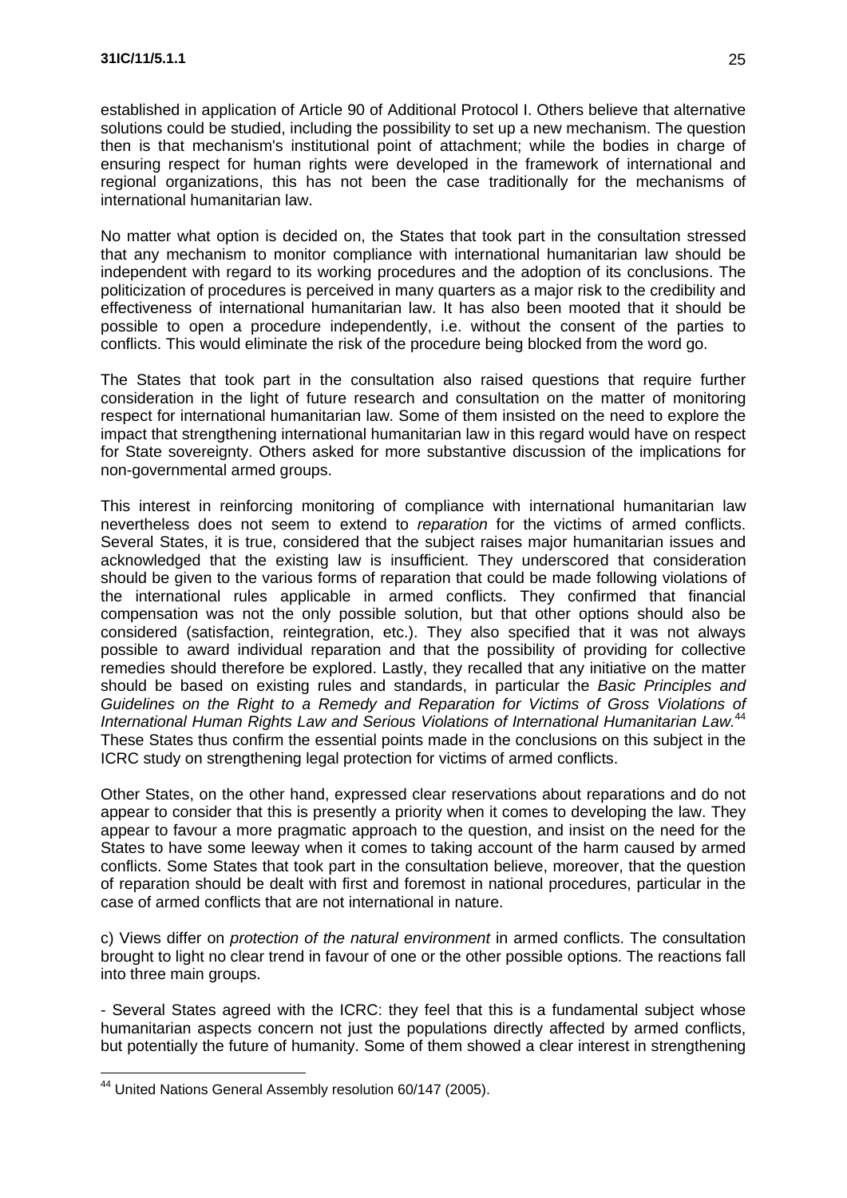established in application of Article 90 of Additional Protocol I. Others believe that alternative solutions could be studied, including the possibility to set up a new mechanism. The question then is that mechanism's institutional point of attachment; while the bodies in charge of ensuring respect for human rights were developed in the framework of international and regional organizations, this has not been the case traditionally for the mechanisms of international humanitarian law.

No matter what option is decided on, the States that took part in the consultation stressed that any mechanism to monitor compliance with international humanitarian law should be independent with regard to its working procedures and the adoption of its conclusions. The politicization of procedures is perceived in many quarters as a major risk to the credibility and effectiveness of international humanitarian law. It has also been mooted that it should be possible to open a procedure independently, i.e. without the consent of the parties to conflicts. This would eliminate the risk of the procedure being blocked from the word go.

The States that took part in the consultation also raised questions that require further consideration in the light of future research and consultation on the matter of monitoring respect for international humanitarian law. Some of them insisted on the need to explore the impact that strengthening international humanitarian law in this regard would have on respect for State sovereignty. Others asked for more substantive discussion of the implications for non-governmental armed groups.

This interest in reinforcing monitoring of compliance with international humanitarian law nevertheless does not seem to extend to *reparation* for the victims of armed conflicts. Several States, it is true, considered that the subject raises major humanitarian issues and acknowledged that the existing law is insufficient. They underscored that consideration should be given to the various forms of reparation that could be made following violations of the international rules applicable in armed conflicts. They confirmed that financial compensation was not the only possible solution, but that other options should also be considered (satisfaction, reintegration, etc.). They also specified that it was not always possible to award individual reparation and that the possibility of providing for collective remedies should therefore be explored. Lastly, they recalled that any initiative on the matter should be based on existing rules and standards, in particular the *Basic Principles and Guidelines on the Right to a Remedy and Reparation for Victims of Gross Violations of International Human Rights Law and Serious Violations of International Humanitarian Law.*[44] These States thus confirm the essential points made in the conclusions on this subject in the ICRC study on strengthening legal protection for victims of armed conflicts.

Other States, on the other hand, expressed clear reservations about reparations and do not appear to consider that this is presently a priority when it comes to developing the law. They appear to favour a more pragmatic approach to the question, and insist on the need for the States to have some leeway when it comes to taking account of the harm caused by armed conflicts. Some States that took part in the consultation believe, moreover, that the question of reparation should be dealt with first and foremost in national procedures, particular in the case of armed conflicts that are not international in nature.

c) Views differ on *protection of the natural environment* in armed conflicts. The consultation brought to light no clear trend in favour of one or the other possible options. The reactions fall into three main groups.

- Several States agreed with the ICRC: they feel that this is a fundamental subject whose humanitarian aspects concern not just the populations directly affected by armed conflicts, but potentially the future of humanity. Some of them showed a clear interest in strengthening

---

[44] United Nations General Assembly resolution 60/147 (2005).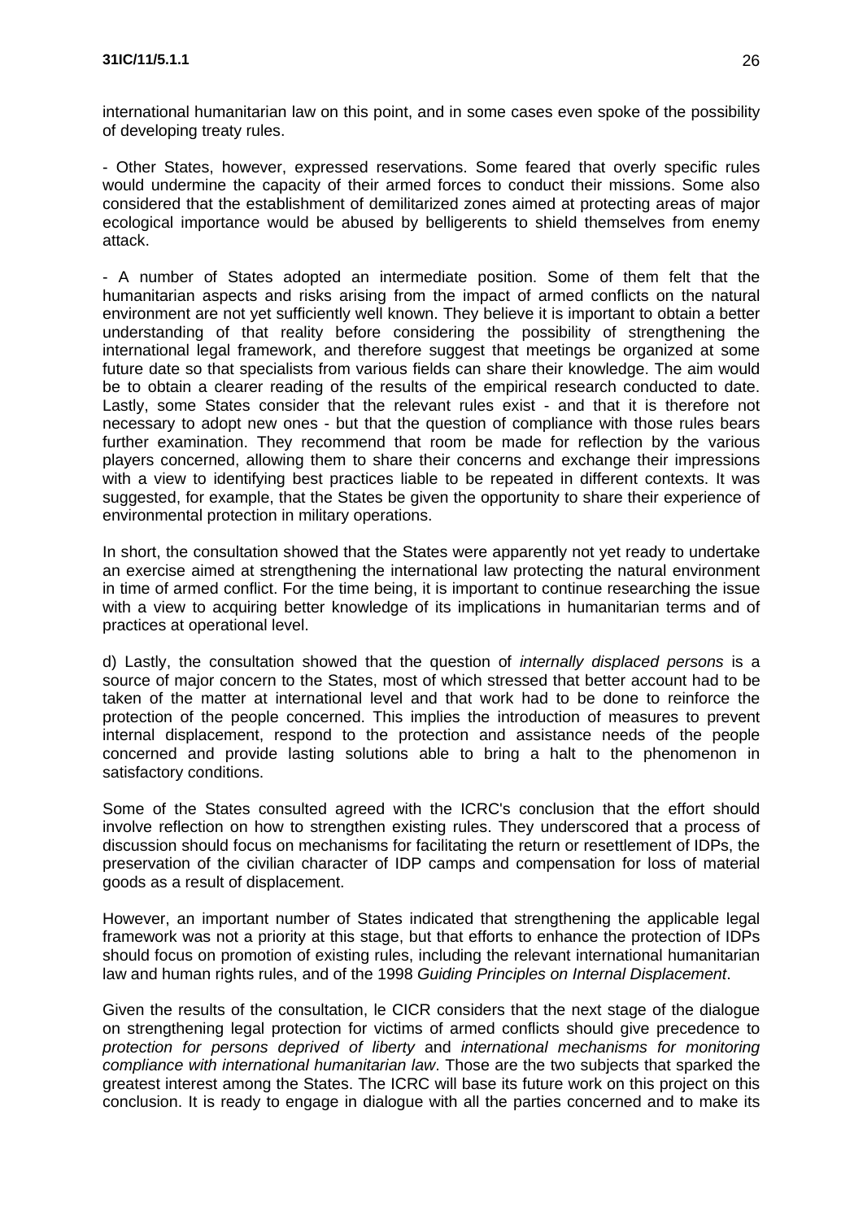international humanitarian law on this point, and in some cases even spoke of the possibility of developing treaty rules.

- Other States, however, expressed reservations. Some feared that overly specific rules would undermine the capacity of their armed forces to conduct their missions. Some also considered that the establishment of demilitarized zones aimed at protecting areas of major ecological importance would be abused by belligerents to shield themselves from enemy attack.

- A number of States adopted an intermediate position. Some of them felt that the humanitarian aspects and risks arising from the impact of armed conflicts on the natural environment are not yet sufficiently well known. They believe it is important to obtain a better understanding of that reality before considering the possibility of strengthening the international legal framework, and therefore suggest that meetings be organized at some future date so that specialists from various fields can share their knowledge. The aim would be to obtain a clearer reading of the results of the empirical research conducted to date. Lastly, some States consider that the relevant rules exist - and that it is therefore not necessary to adopt new ones - but that the question of compliance with those rules bears further examination. They recommend that room be made for reflection by the various players concerned, allowing them to share their concerns and exchange their impressions with a view to identifying best practices liable to be repeated in different contexts. It was suggested, for example, that the States be given the opportunity to share their experience of environmental protection in military operations.

In short, the consultation showed that the States were apparently not yet ready to undertake an exercise aimed at strengthening the international law protecting the natural environment in time of armed conflict. For the time being, it is important to continue researching the issue with a view to acquiring better knowledge of its implications in humanitarian terms and of practices at operational level.

d) Lastly, the consultation showed that the question of *internally displaced persons* is a source of major concern to the States, most of which stressed that better account had to be taken of the matter at international level and that work had to be done to reinforce the protection of the people concerned. This implies the introduction of measures to prevent internal displacement, respond to the protection and assistance needs of the people concerned and provide lasting solutions able to bring a halt to the phenomenon in satisfactory conditions.

Some of the States consulted agreed with the ICRC's conclusion that the effort should involve reflection on how to strengthen existing rules. They underscored that a process of discussion should focus on mechanisms for facilitating the return or resettlement of IDPs, the preservation of the civilian character of IDP camps and compensation for loss of material goods as a result of displacement.

However, an important number of States indicated that strengthening the applicable legal framework was not a priority at this stage, but that efforts to enhance the protection of IDPs should focus on promotion of existing rules, including the relevant international humanitarian law and human rights rules, and of the 1998 *Guiding Principles on Internal Displacement*.

Given the results of the consultation, le CICR considers that the next stage of the dialogue on strengthening legal protection for victims of armed conflicts should give precedence to *protection for persons deprived of liberty* and *international mechanisms for monitoring compliance with international humanitarian law*. Those are the two subjects that sparked the greatest interest among the States. The ICRC will base its future work on this project on this conclusion. It is ready to engage in dialogue with all the parties concerned and to make its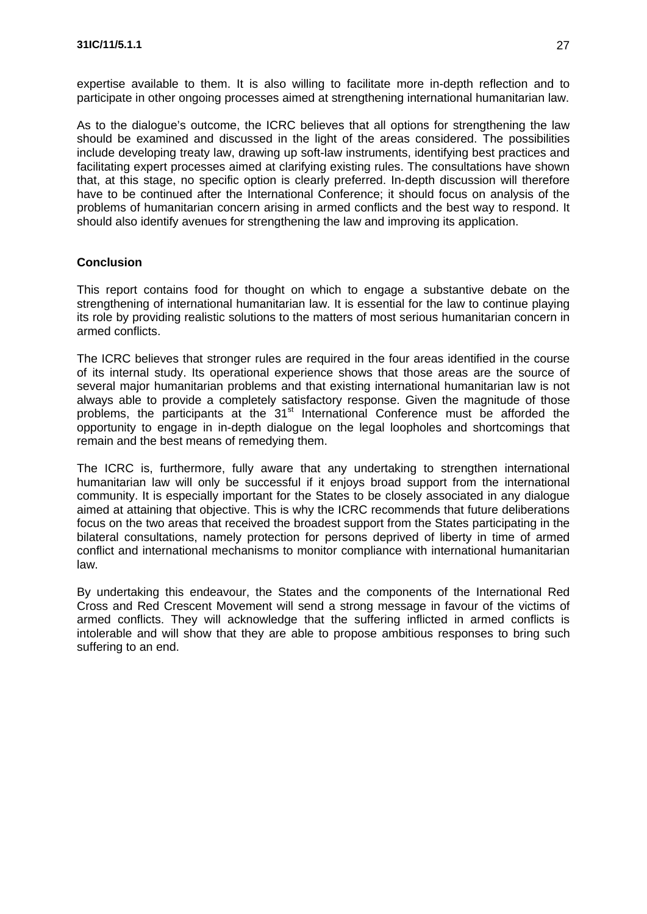expertise available to them. It is also willing to facilitate more in-depth reflection and to participate in other ongoing processes aimed at strengthening international humanitarian law.

As to the dialogue's outcome, the ICRC believes that all options for strengthening the law should be examined and discussed in the light of the areas considered. The possibilities include developing treaty law, drawing up soft-law instruments, identifying best practices and facilitating expert processes aimed at clarifying existing rules. The consultations have shown that, at this stage, no specific option is clearly preferred. In-depth discussion will therefore have to be continued after the International Conference; it should focus on analysis of the problems of humanitarian concern arising in armed conflicts and the best way to respond. It should also identify avenues for strengthening the law and improving its application.

**Conclusion**

This report contains food for thought on which to engage a substantive debate on the strengthening of international humanitarian law. It is essential for the law to continue playing its role by providing realistic solutions to the matters of most serious humanitarian concern in armed conflicts.

The ICRC believes that stronger rules are required in the four areas identified in the course of its internal study. Its operational experience shows that those areas are the source of several major humanitarian problems and that existing international humanitarian law is not always able to provide a completely satisfactory response. Given the magnitude of those problems, the participants at the 31st International Conference must be afforded the opportunity to engage in in-depth dialogue on the legal loopholes and shortcomings that remain and the best means of remedying them.

The ICRC is, furthermore, fully aware that any undertaking to strengthen international humanitarian law will only be successful if it enjoys broad support from the international community. It is especially important for the States to be closely associated in any dialogue aimed at attaining that objective. This is why the ICRC recommends that future deliberations focus on the two areas that received the broadest support from the States participating in the bilateral consultations, namely protection for persons deprived of liberty in time of armed conflict and international mechanisms to monitor compliance with international humanitarian law.

By undertaking this endeavour, the States and the components of the International Red Cross and Red Crescent Movement will send a strong message in favour of the victims of armed conflicts. They will acknowledge that the suffering inflicted in armed conflicts is intolerable and will show that they are able to propose ambitious responses to bring such suffering to an end.